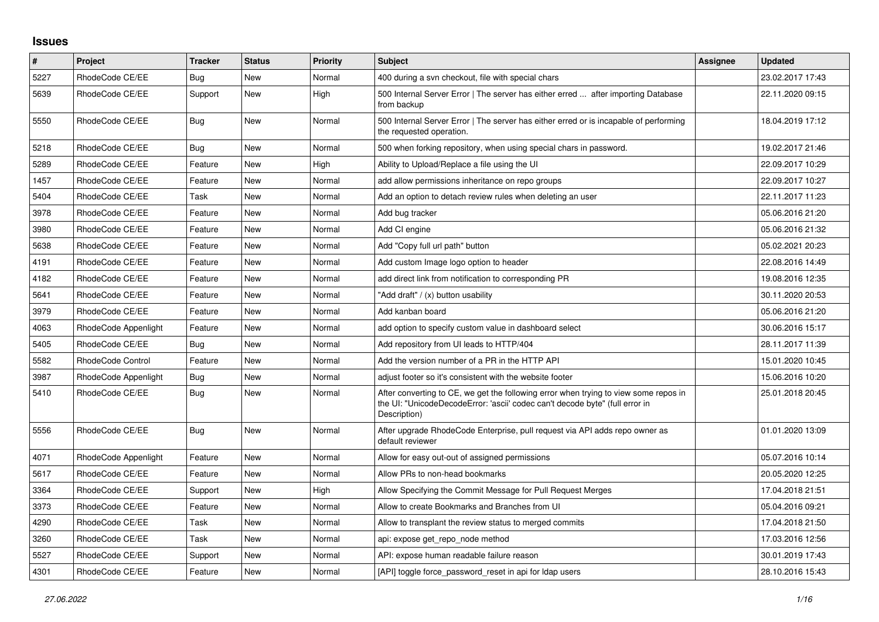## Issues

| # | Project | Tracker | Status | Priority | Subject | Assignee | Updated |
|---|---|---|---|---|---|---|---|
| 5227 | RhodeCode CE/EE | Bug | New | Normal | 400 during a svn checkout, file with special chars | | 23.02.2017 17:43 |
| 5639 | RhodeCode CE/EE | Support | New | High | 500 Internal Server Error \| The server has either erred ... after importing Database from backup | | 22.11.2020 09:15 |
| 5550 | RhodeCode CE/EE | Bug | New | Normal | 500 Internal Server Error \| The server has either erred or is incapable of performing the requested operation. | | 18.04.2019 17:12 |
| 5218 | RhodeCode CE/EE | Bug | New | Normal | 500 when forking repository, when using special chars in password. | | 19.02.2017 21:46 |
| 5289 | RhodeCode CE/EE | Feature | New | High | Ability to Upload/Replace a file using the UI | | 22.09.2017 10:29 |
| 1457 | RhodeCode CE/EE | Feature | New | Normal | add allow permissions inheritance on repo groups | | 22.09.2017 10:27 |
| 5404 | RhodeCode CE/EE | Task | New | Normal | Add an option to detach review rules when deleting an user | | 22.11.2017 11:23 |
| 3978 | RhodeCode CE/EE | Feature | New | Normal | Add bug tracker | | 05.06.2016 21:20 |
| 3980 | RhodeCode CE/EE | Feature | New | Normal | Add CI engine | | 05.06.2016 21:32 |
| 5638 | RhodeCode CE/EE | Feature | New | Normal | Add "Copy full url path" button | | 05.02.2021 20:23 |
| 4191 | RhodeCode CE/EE | Feature | New | Normal | Add custom Image logo option to header | | 22.08.2016 14:49 |
| 4182 | RhodeCode CE/EE | Feature | New | Normal | add direct link from notification to corresponding PR | | 19.08.2016 12:35 |
| 5641 | RhodeCode CE/EE | Feature | New | Normal | "Add draft" / (x) button usability | | 30.11.2020 20:53 |
| 3979 | RhodeCode CE/EE | Feature | New | Normal | Add kanban board | | 05.06.2016 21:20 |
| 4063 | RhodeCode Appenlight | Feature | New | Normal | add option to specify custom value in dashboard select | | 30.06.2016 15:17 |
| 5405 | RhodeCode CE/EE | Bug | New | Normal | Add repository from UI leads to HTTP/404 | | 28.11.2017 11:39 |
| 5582 | RhodeCode Control | Feature | New | Normal | Add the version number of a PR in the HTTP API | | 15.01.2020 10:45 |
| 3987 | RhodeCode Appenlight | Bug | New | Normal | adjust footer so it's consistent with the website footer | | 15.06.2016 10:20 |
| 5410 | RhodeCode CE/EE | Bug | New | Normal | After converting to CE, we get the following error when trying to view some repos in the UI: "UnicodeDecodeError: 'ascii' codec can't decode byte" (full error in Description) | | 25.01.2018 20:45 |
| 5556 | RhodeCode CE/EE | Bug | New | Normal | After upgrade RhodeCode Enterprise, pull request via API adds repo owner as default reviewer | | 01.01.2020 13:09 |
| 4071 | RhodeCode Appenlight | Feature | New | Normal | Allow for easy out-out of assigned permissions | | 05.07.2016 10:14 |
| 5617 | RhodeCode CE/EE | Feature | New | Normal | Allow PRs to non-head bookmarks | | 20.05.2020 12:25 |
| 3364 | RhodeCode CE/EE | Support | New | High | Allow Specifying the Commit Message for Pull Request Merges | | 17.04.2018 21:51 |
| 3373 | RhodeCode CE/EE | Feature | New | Normal | Allow to create Bookmarks and Branches from UI | | 05.04.2016 09:21 |
| 4290 | RhodeCode CE/EE | Task | New | Normal | Allow to transplant the review status to merged commits | | 17.04.2018 21:50 |
| 3260 | RhodeCode CE/EE | Task | New | Normal | api: expose get_repo_node method | | 17.03.2016 12:56 |
| 5527 | RhodeCode CE/EE | Support | New | Normal | API: expose human readable failure reason | | 30.01.2019 17:43 |
| 4301 | RhodeCode CE/EE | Feature | New | Normal | [API] toggle force_password_reset in api for ldap users | | 28.10.2016 15:43 |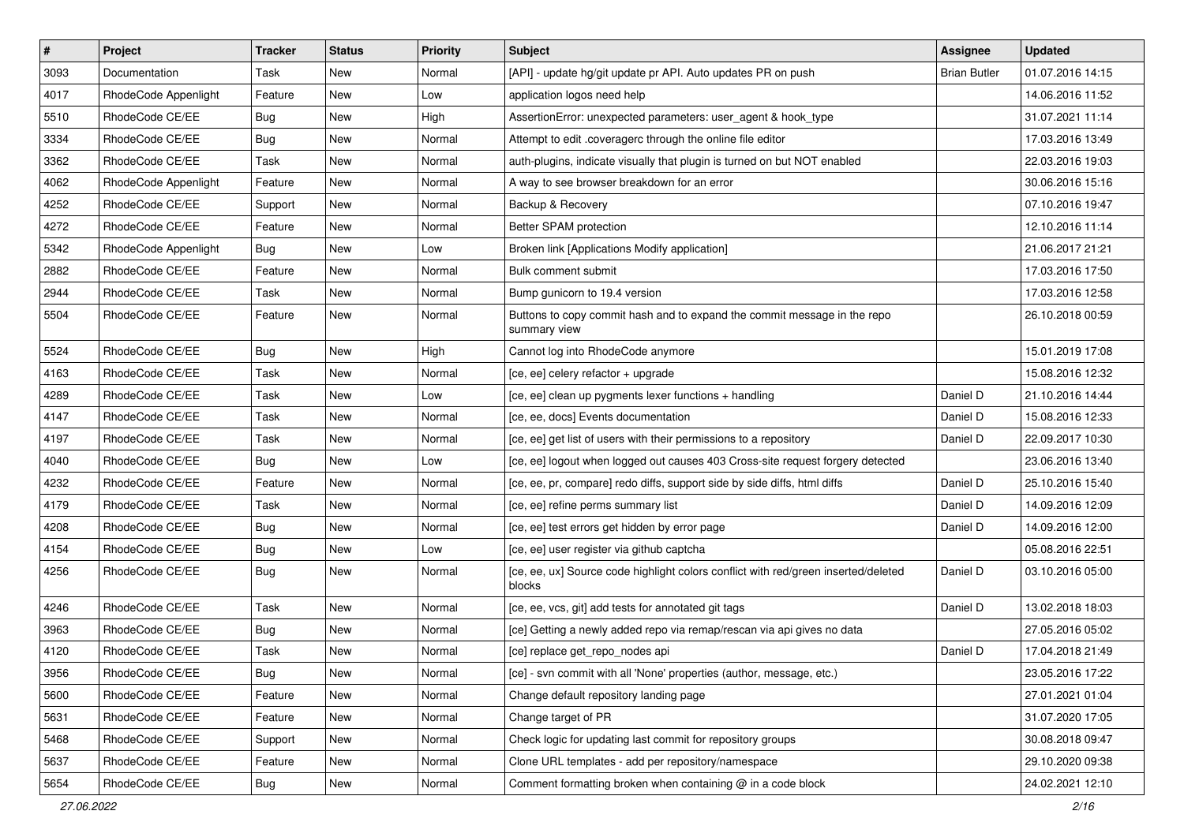| # | Project | Tracker | Status | Priority | Subject | Assignee | Updated |
|---|---|---|---|---|---|---|---|
| 3093 | Documentation | Task | New | Normal | [API] - update hg/git update pr API. Auto updates PR on push | Brian Butler | 01.07.2016 14:15 |
| 4017 | RhodeCode Appenlight | Feature | New | Low | application logos need help | | 14.06.2016 11:52 |
| 5510 | RhodeCode CE/EE | Bug | New | High | AssertionError: unexpected parameters: user_agent & hook_type | | 31.07.2021 11:14 |
| 3334 | RhodeCode CE/EE | Bug | New | Normal | Attempt to edit .coveragerc through the online file editor | | 17.03.2016 13:49 |
| 3362 | RhodeCode CE/EE | Task | New | Normal | auth-plugins, indicate visually that plugin is turned on but NOT enabled | | 22.03.2016 19:03 |
| 4062 | RhodeCode Appenlight | Feature | New | Normal | A way to see browser breakdown for an error | | 30.06.2016 15:16 |
| 4252 | RhodeCode CE/EE | Support | New | Normal | Backup & Recovery | | 07.10.2016 19:47 |
| 4272 | RhodeCode CE/EE | Feature | New | Normal | Better SPAM protection | | 12.10.2016 11:14 |
| 5342 | RhodeCode Appenlight | Bug | New | Low | Broken link [Applications Modify application] | | 21.06.2017 21:21 |
| 2882 | RhodeCode CE/EE | Feature | New | Normal | Bulk comment submit | | 17.03.2016 17:50 |
| 2944 | RhodeCode CE/EE | Task | New | Normal | Bump gunicorn to 19.4 version | | 17.03.2016 12:58 |
| 5504 | RhodeCode CE/EE | Feature | New | Normal | Buttons to copy commit hash and to expand the commit message in the repo summary view | | 26.10.2018 00:59 |
| 5524 | RhodeCode CE/EE | Bug | New | High | Cannot log into RhodeCode anymore | | 15.01.2019 17:08 |
| 4163 | RhodeCode CE/EE | Task | New | Normal | [ce, ee] celery refactor + upgrade | | 15.08.2016 12:32 |
| 4289 | RhodeCode CE/EE | Task | New | Low | [ce, ee] clean up pygments lexer functions + handling | Daniel D | 21.10.2016 14:44 |
| 4147 | RhodeCode CE/EE | Task | New | Normal | [ce, ee, docs] Events documentation | Daniel D | 15.08.2016 12:33 |
| 4197 | RhodeCode CE/EE | Task | New | Normal | [ce, ee] get list of users with their permissions to a repository | Daniel D | 22.09.2017 10:30 |
| 4040 | RhodeCode CE/EE | Bug | New | Low | [ce, ee] logout when logged out causes 403 Cross-site request forgery detected | | 23.06.2016 13:40 |
| 4232 | RhodeCode CE/EE | Feature | New | Normal | [ce, ee, pr, compare] redo diffs, support side by side diffs, html diffs | Daniel D | 25.10.2016 15:40 |
| 4179 | RhodeCode CE/EE | Task | New | Normal | [ce, ee] refine perms summary list | Daniel D | 14.09.2016 12:09 |
| 4208 | RhodeCode CE/EE | Bug | New | Normal | [ce, ee] test errors get hidden by error page | Daniel D | 14.09.2016 12:00 |
| 4154 | RhodeCode CE/EE | Bug | New | Low | [ce, ee] user register via github captcha | | 05.08.2016 22:51 |
| 4256 | RhodeCode CE/EE | Bug | New | Normal | [ce, ee, ux] Source code highlight colors conflict with red/green inserted/deleted blocks | Daniel D | 03.10.2016 05:00 |
| 4246 | RhodeCode CE/EE | Task | New | Normal | [ce, ee, vcs, git] add tests for annotated git tags | Daniel D | 13.02.2018 18:03 |
| 3963 | RhodeCode CE/EE | Bug | New | Normal | [ce] Getting a newly added repo via remap/rescan via api gives no data | | 27.05.2016 05:02 |
| 4120 | RhodeCode CE/EE | Task | New | Normal | [ce] replace get_repo_nodes api | Daniel D | 17.04.2018 21:49 |
| 3956 | RhodeCode CE/EE | Bug | New | Normal | [ce] - svn commit with all 'None' properties (author, message, etc.) | | 23.05.2016 17:22 |
| 5600 | RhodeCode CE/EE | Feature | New | Normal | Change default repository landing page | | 27.01.2021 01:04 |
| 5631 | RhodeCode CE/EE | Feature | New | Normal | Change target of PR | | 31.07.2020 17:05 |
| 5468 | RhodeCode CE/EE | Support | New | Normal | Check logic for updating last commit for repository groups | | 30.08.2018 09:47 |
| 5637 | RhodeCode CE/EE | Feature | New | Normal | Clone URL templates - add per repository/namespace | | 29.10.2020 09:38 |
| 5654 | RhodeCode CE/EE | Bug | New | Normal | Comment formatting broken when containing @ in a code block | | 24.02.2021 12:10 |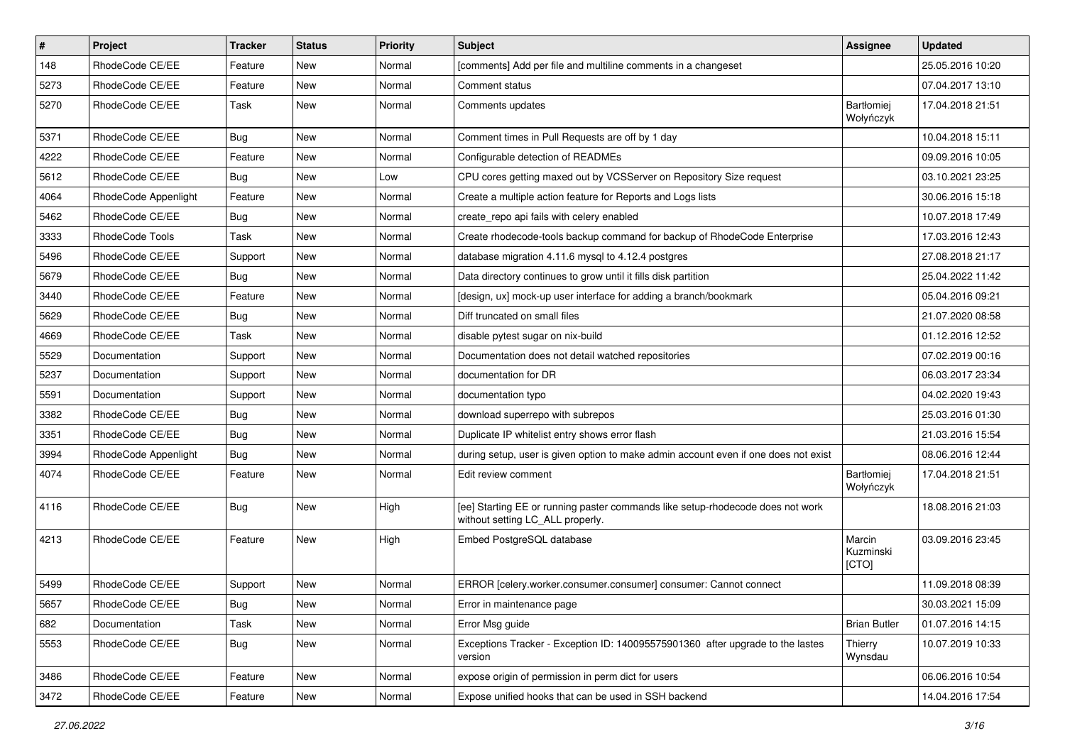| # | Project | Tracker | Status | Priority | Subject | Assignee | Updated |
| --- | --- | --- | --- | --- | --- | --- | --- |
| 148 | RhodeCode CE/EE | Feature | New | Normal | [comments] Add per file and multiline comments in a changeset | | 25.05.2016 10:20 |
| 5273 | RhodeCode CE/EE | Feature | New | Normal | Comment status | | 07.04.2017 13:10 |
| 5270 | RhodeCode CE/EE | Task | New | Normal | Comments updates | Bartłomiej Wołyńczyk | 17.04.2018 21:51 |
| 5371 | RhodeCode CE/EE | Bug | New | Normal | Comment times in Pull Requests are off by 1 day | | 10.04.2018 15:11 |
| 4222 | RhodeCode CE/EE | Feature | New | Normal | Configurable detection of READMEs | | 09.09.2016 10:05 |
| 5612 | RhodeCode CE/EE | Bug | New | Low | CPU cores getting maxed out by VCSServer on Repository Size request | | 03.10.2021 23:25 |
| 4064 | RhodeCode Appenlight | Feature | New | Normal | Create a multiple action feature for Reports and Logs lists | | 30.06.2016 15:18 |
| 5462 | RhodeCode CE/EE | Bug | New | Normal | create_repo api fails with celery enabled | | 10.07.2018 17:49 |
| 3333 | RhodeCode Tools | Task | New | Normal | Create rhodecode-tools backup command for backup of RhodeCode Enterprise | | 17.03.2016 12:43 |
| 5496 | RhodeCode CE/EE | Support | New | Normal | database migration 4.11.6 mysql to 4.12.4 postgres | | 27.08.2018 21:17 |
| 5679 | RhodeCode CE/EE | Bug | New | Normal | Data directory continues to grow until it fills disk partition | | 25.04.2022 11:42 |
| 3440 | RhodeCode CE/EE | Feature | New | Normal | [design, ux] mock-up user interface for adding a branch/bookmark | | 05.04.2016 09:21 |
| 5629 | RhodeCode CE/EE | Bug | New | Normal | Diff truncated on small files | | 21.07.2020 08:58 |
| 4669 | RhodeCode CE/EE | Task | New | Normal | disable pytest sugar on nix-build | | 01.12.2016 12:52 |
| 5529 | Documentation | Support | New | Normal | Documentation does not detail watched repositories | | 07.02.2019 00:16 |
| 5237 | Documentation | Support | New | Normal | documentation for DR | | 06.03.2017 23:34 |
| 5591 | Documentation | Support | New | Normal | documentation typo | | 04.02.2020 19:43 |
| 3382 | RhodeCode CE/EE | Bug | New | Normal | download superrepo with subrepos | | 25.03.2016 01:30 |
| 3351 | RhodeCode CE/EE | Bug | New | Normal | Duplicate IP whitelist entry shows error flash | | 21.03.2016 15:54 |
| 3994 | RhodeCode Appenlight | Bug | New | Normal | during setup, user is given option to make admin account even if one does not exist | | 08.06.2016 12:44 |
| 4074 | RhodeCode CE/EE | Feature | New | Normal | Edit review comment | Bartłomiej Wołyńczyk | 17.04.2018 21:51 |
| 4116 | RhodeCode CE/EE | Bug | New | High | [ee] Starting EE or running paster commands like setup-rhodecode does not work without setting LC_ALL properly. | | 18.08.2016 21:03 |
| 4213 | RhodeCode CE/EE | Feature | New | High | Embed PostgreSQL database | Marcin Kuzminski [CTO] | 03.09.2016 23:45 |
| 5499 | RhodeCode CE/EE | Support | New | Normal | ERROR [celery.worker.consumer.consumer] consumer: Cannot connect | | 11.09.2018 08:39 |
| 5657 | RhodeCode CE/EE | Bug | New | Normal | Error in maintenance page | | 30.03.2021 15:09 |
| 682 | Documentation | Task | New | Normal | Error Msg guide | Brian Butler | 01.07.2016 14:15 |
| 5553 | RhodeCode CE/EE | Bug | New | Normal | Exceptions Tracker - Exception ID: 140095575901360 after upgrade to the lastes version | Thierry Wynsdau | 10.07.2019 10:33 |
| 3486 | RhodeCode CE/EE | Feature | New | Normal | expose origin of permission in perm dict for users | | 06.06.2016 10:54 |
| 3472 | RhodeCode CE/EE | Feature | New | Normal | Expose unified hooks that can be used in SSH backend | | 14.04.2016 17:54 |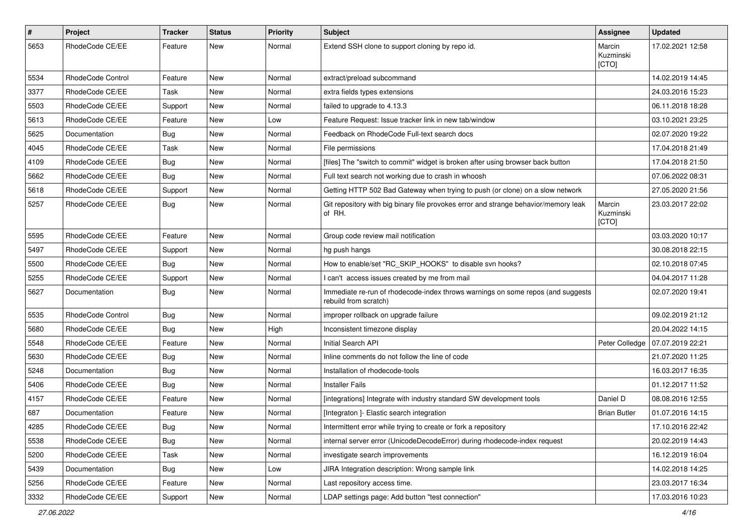| # | Project | Tracker | Status | Priority | Subject | Assignee | Updated |
|---|---|---|---|---|---|---|---|
| 5653 | RhodeCode CE/EE | Feature | New | Normal | Extend SSH clone to support cloning by repo id. | Marcin Kuzminski [CTO] | 17.02.2021 12:58 |
| 5534 | RhodeCode Control | Feature | New | Normal | extract/preload subcommand | | 14.02.2019 14:45 |
| 3377 | RhodeCode CE/EE | Task | New | Normal | extra fields types extensions | | 24.03.2016 15:23 |
| 5503 | RhodeCode CE/EE | Support | New | Normal | failed to upgrade to 4.13.3 | | 06.11.2018 18:28 |
| 5613 | RhodeCode CE/EE | Feature | New | Low | Feature Request: Issue tracker link in new tab/window | | 03.10.2021 23:25 |
| 5625 | Documentation | Bug | New | Normal | Feedback on RhodeCode Full-text search docs | | 02.07.2020 19:22 |
| 4045 | RhodeCode CE/EE | Task | New | Normal | File permissions | | 17.04.2018 21:49 |
| 4109 | RhodeCode CE/EE | Bug | New | Normal | [files] The "switch to commit" widget is broken after using browser back button | | 17.04.2018 21:50 |
| 5662 | RhodeCode CE/EE | Bug | New | Normal | Full text search not working due to crash in whoosh | | 07.06.2022 08:31 |
| 5618 | RhodeCode CE/EE | Support | New | Normal | Getting HTTP 502 Bad Gateway when trying to push (or clone) on a slow network | | 27.05.2020 21:56 |
| 5257 | RhodeCode CE/EE | Bug | New | Normal | Git repository with big binary file provokes error and strange behavior/memory leak of RH. | Marcin Kuzminski [CTO] | 23.03.2017 22:02 |
| 5595 | RhodeCode CE/EE | Feature | New | Normal | Group code review mail notification | | 03.03.2020 10:17 |
| 5497 | RhodeCode CE/EE | Support | New | Normal | hg push hangs | | 30.08.2018 22:15 |
| 5500 | RhodeCode CE/EE | Bug | New | Normal | How to enable/set "RC_SKIP_HOOKS" to disable svn hooks? | | 02.10.2018 07:45 |
| 5255 | RhodeCode CE/EE | Support | New | Normal | I can't access issues created by me from mail | | 04.04.2017 11:28 |
| 5627 | Documentation | Bug | New | Normal | Immediate re-run of rhodecode-index throws warnings on some repos (and suggests rebuild from scratch) | | 02.07.2020 19:41 |
| 5535 | RhodeCode Control | Bug | New | Normal | improper rollback on upgrade failure | | 09.02.2019 21:12 |
| 5680 | RhodeCode CE/EE | Bug | New | High | Inconsistent timezone display | | 20.04.2022 14:15 |
| 5548 | RhodeCode CE/EE | Feature | New | Normal | Initial Search API | Peter Colledge | 07.07.2019 22:21 |
| 5630 | RhodeCode CE/EE | Bug | New | Normal | Inline comments do not follow the line of code | | 21.07.2020 11:25 |
| 5248 | Documentation | Bug | New | Normal | Installation of rhodecode-tools | | 16.03.2017 16:35 |
| 5406 | RhodeCode CE/EE | Bug | New | Normal | Installer Fails | | 01.12.2017 11:52 |
| 4157 | RhodeCode CE/EE | Feature | New | Normal | [integrations] Integrate with industry standard SW development tools | Daniel D | 08.08.2016 12:55 |
| 687 | Documentation | Feature | New | Normal | [Integraton ]- Elastic search integration | Brian Butler | 01.07.2016 14:15 |
| 4285 | RhodeCode CE/EE | Bug | New | Normal | Intermittent error while trying to create or fork a repository | | 17.10.2016 22:42 |
| 5538 | RhodeCode CE/EE | Bug | New | Normal | internal server error (UnicodeDecodeError) during rhodecode-index request | | 20.02.2019 14:43 |
| 5200 | RhodeCode CE/EE | Task | New | Normal | investigate search improvements | | 16.12.2019 16:04 |
| 5439 | Documentation | Bug | New | Low | JIRA Integration description: Wrong sample link | | 14.02.2018 14:25 |
| 5256 | RhodeCode CE/EE | Feature | New | Normal | Last repository access time. | | 23.03.2017 16:34 |
| 3332 | RhodeCode CE/EE | Support | New | Normal | LDAP settings page: Add button "test connection" | | 17.03.2016 10:23 |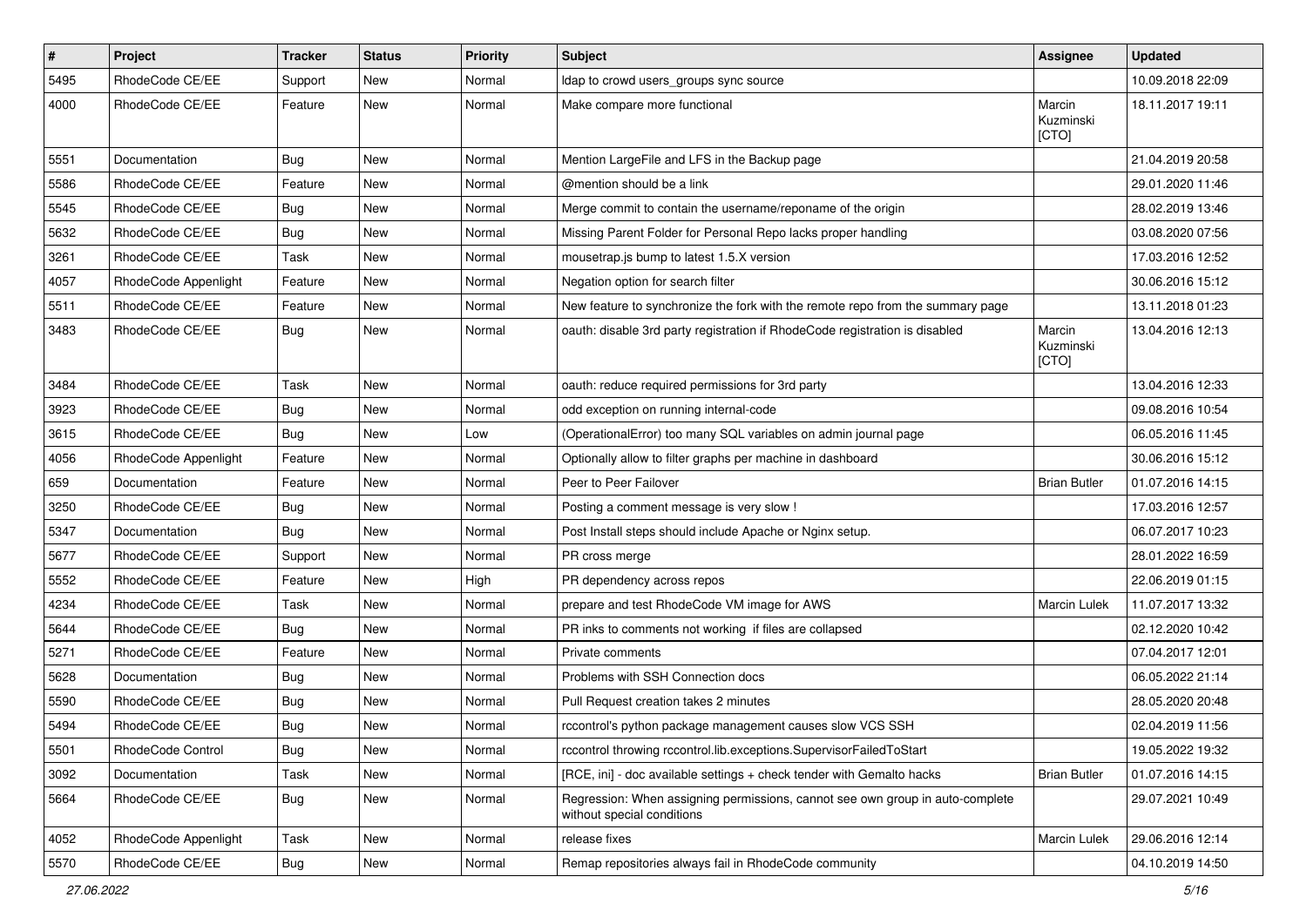| # | Project | Tracker | Status | Priority | Subject | Assignee | Updated |
|---|---|---|---|---|---|---|---|
| 5495 | RhodeCode CE/EE | Support | New | Normal | ldap to crowd users_groups sync source | | 10.09.2018 22:09 |
| 4000 | RhodeCode CE/EE | Feature | New | Normal | Make compare more functional | Marcin Kuzminski [CTO] | 18.11.2017 19:11 |
| 5551 | Documentation | Bug | New | Normal | Mention LargeFile and LFS in the Backup page | | 21.04.2019 20:58 |
| 5586 | RhodeCode CE/EE | Feature | New | Normal | @mention should be a link | | 29.01.2020 11:46 |
| 5545 | RhodeCode CE/EE | Bug | New | Normal | Merge commit to contain the username/reponame of the origin | | 28.02.2019 13:46 |
| 5632 | RhodeCode CE/EE | Bug | New | Normal | Missing Parent Folder for Personal Repo lacks proper handling | | 03.08.2020 07:56 |
| 3261 | RhodeCode CE/EE | Task | New | Normal | mousetrap.js bump to latest 1.5.X version | | 17.03.2016 12:52 |
| 4057 | RhodeCode Appenlight | Feature | New | Normal | Negation option for search filter | | 30.06.2016 15:12 |
| 5511 | RhodeCode CE/EE | Feature | New | Normal | New feature to synchronize the fork with the remote repo from the summary page | | 13.11.2018 01:23 |
| 3483 | RhodeCode CE/EE | Bug | New | Normal | oauth: disable 3rd party registration if RhodeCode registration is disabled | Marcin Kuzminski [CTO] | 13.04.2016 12:13 |
| 3484 | RhodeCode CE/EE | Task | New | Normal | oauth: reduce required permissions for 3rd party | | 13.04.2016 12:33 |
| 3923 | RhodeCode CE/EE | Bug | New | Normal | odd exception on running internal-code | | 09.08.2016 10:54 |
| 3615 | RhodeCode CE/EE | Bug | New | Low | (OperationalError) too many SQL variables on admin journal page | | 06.05.2016 11:45 |
| 4056 | RhodeCode Appenlight | Feature | New | Normal | Optionally allow to filter graphs per machine in dashboard | | 30.06.2016 15:12 |
| 659 | Documentation | Feature | New | Normal | Peer to Peer Failover | Brian Butler | 01.07.2016 14:15 |
| 3250 | RhodeCode CE/EE | Bug | New | Normal | Posting a comment message is very slow ! | | 17.03.2016 12:57 |
| 5347 | Documentation | Bug | New | Normal | Post Install steps should include Apache or Nginx setup. | | 06.07.2017 10:23 |
| 5677 | RhodeCode CE/EE | Support | New | Normal | PR cross merge | | 28.01.2022 16:59 |
| 5552 | RhodeCode CE/EE | Feature | New | High | PR dependency across repos | | 22.06.2019 01:15 |
| 4234 | RhodeCode CE/EE | Task | New | Normal | prepare and test RhodeCode VM image for AWS | Marcin Lulek | 11.07.2017 13:32 |
| 5644 | RhodeCode CE/EE | Bug | New | Normal | PR inks to comments not working if files are collapsed | | 02.12.2020 10:42 |
| 5271 | RhodeCode CE/EE | Feature | New | Normal | Private comments | | 07.04.2017 12:01 |
| 5628 | Documentation | Bug | New | Normal | Problems with SSH Connection docs | | 06.05.2022 21:14 |
| 5590 | RhodeCode CE/EE | Bug | New | Normal | Pull Request creation takes 2 minutes | | 28.05.2020 20:48 |
| 5494 | RhodeCode CE/EE | Bug | New | Normal | rccontrol's python package management causes slow VCS SSH | | 02.04.2019 11:56 |
| 5501 | RhodeCode Control | Bug | New | Normal | rccontrol throwing rccontrol.lib.exceptions.SupervisorFailedToStart | | 19.05.2022 19:32 |
| 3092 | Documentation | Task | New | Normal | [RCE, ini] - doc available settings + check tender with Gemalto hacks | Brian Butler | 01.07.2016 14:15 |
| 5664 | RhodeCode CE/EE | Bug | New | Normal | Regression: When assigning permissions, cannot see own group in auto-complete without special conditions | | 29.07.2021 10:49 |
| 4052 | RhodeCode Appenlight | Task | New | Normal | release fixes | Marcin Lulek | 29.06.2016 12:14 |
| 5570 | RhodeCode CE/EE | Bug | New | Normal | Remap repositories always fail in RhodeCode community | | 04.10.2019 14:50 |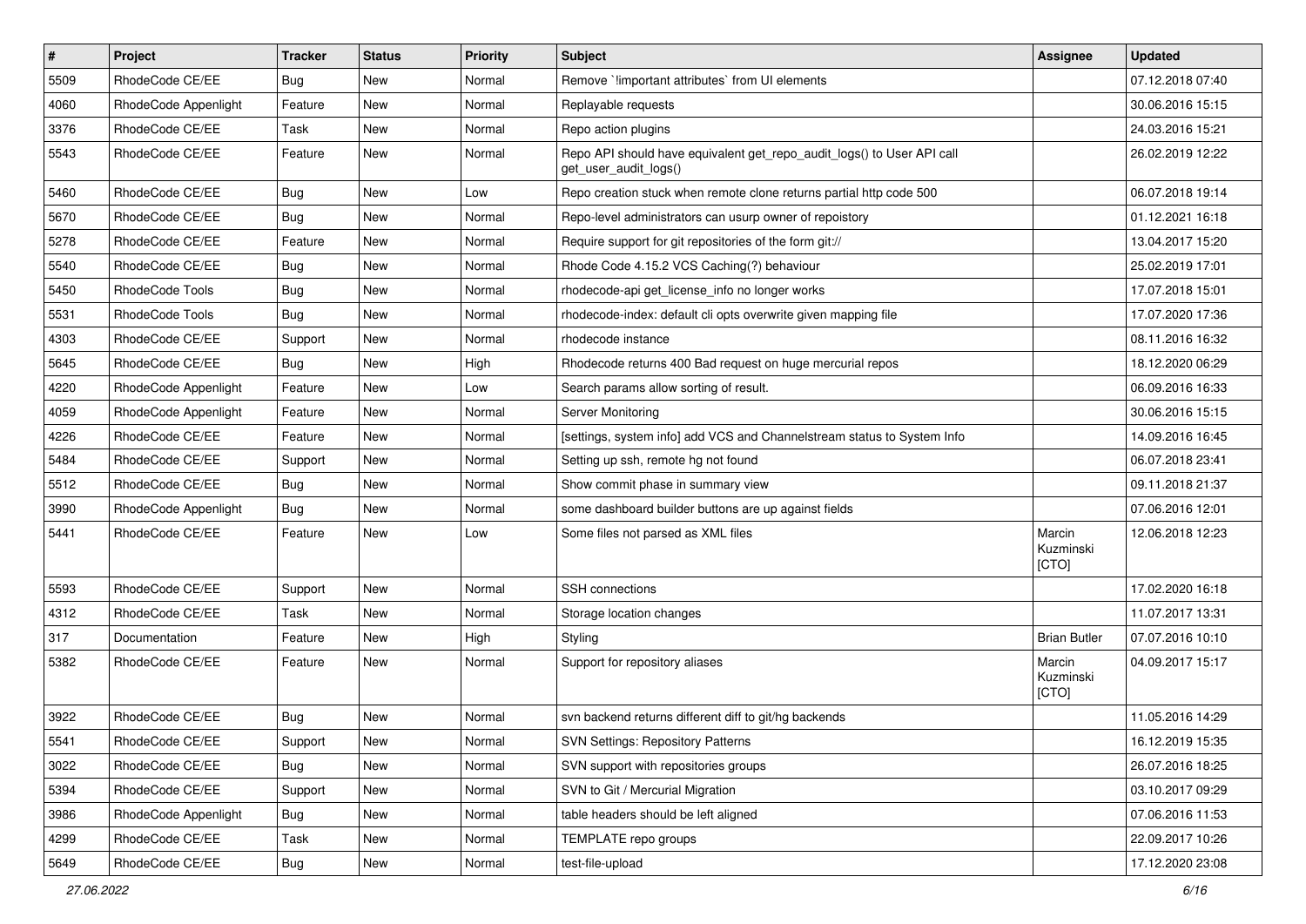| # | Project | Tracker | Status | Priority | Subject | Assignee | Updated |
|---|---|---|---|---|---|---|---|
| 5509 | RhodeCode CE/EE | Bug | New | Normal | Remove `!important attributes` from UI elements | | 07.12.2018 07:40 |
| 4060 | RhodeCode Appenlight | Feature | New | Normal | Replayable requests | | 30.06.2016 15:15 |
| 3376 | RhodeCode CE/EE | Task | New | Normal | Repo action plugins | | 24.03.2016 15:21 |
| 5543 | RhodeCode CE/EE | Feature | New | Normal | Repo API should have equivalent get_repo_audit_logs() to User API call get_user_audit_logs() | | 26.02.2019 12:22 |
| 5460 | RhodeCode CE/EE | Bug | New | Low | Repo creation stuck when remote clone returns partial http code 500 | | 06.07.2018 19:14 |
| 5670 | RhodeCode CE/EE | Bug | New | Normal | Repo-level administrators can usurp owner of repoistory | | 01.12.2021 16:18 |
| 5278 | RhodeCode CE/EE | Feature | New | Normal | Require support for git repositories of the form git:// | | 13.04.2017 15:20 |
| 5540 | RhodeCode CE/EE | Bug | New | Normal | Rhode Code 4.15.2 VCS Caching(?) behaviour | | 25.02.2019 17:01 |
| 5450 | RhodeCode Tools | Bug | New | Normal | rhodecode-api get_license_info no longer works | | 17.07.2018 15:01 |
| 5531 | RhodeCode Tools | Bug | New | Normal | rhodecode-index: default cli opts overwrite given mapping file | | 17.07.2020 17:36 |
| 4303 | RhodeCode CE/EE | Support | New | Normal | rhodecode instance | | 08.11.2016 16:32 |
| 5645 | RhodeCode CE/EE | Bug | New | High | Rhodecode returns 400 Bad request on huge mercurial repos | | 18.12.2020 06:29 |
| 4220 | RhodeCode Appenlight | Feature | New | Low | Search params allow sorting of result. | | 06.09.2016 16:33 |
| 4059 | RhodeCode Appenlight | Feature | New | Normal | Server Monitoring | | 30.06.2016 15:15 |
| 4226 | RhodeCode CE/EE | Feature | New | Normal | [settings, system info] add VCS and Channelstream status to System Info | | 14.09.2016 16:45 |
| 5484 | RhodeCode CE/EE | Support | New | Normal | Setting up ssh, remote hg not found | | 06.07.2018 23:41 |
| 5512 | RhodeCode CE/EE | Bug | New | Normal | Show commit phase in summary view | | 09.11.2018 21:37 |
| 3990 | RhodeCode Appenlight | Bug | New | Normal | some dashboard builder buttons are up against fields | | 07.06.2016 12:01 |
| 5441 | RhodeCode CE/EE | Feature | New | Low | Some files not parsed as XML files | Marcin Kuzminski [CTO] | 12.06.2018 12:23 |
| 5593 | RhodeCode CE/EE | Support | New | Normal | SSH connections | | 17.02.2020 16:18 |
| 4312 | RhodeCode CE/EE | Task | New | Normal | Storage location changes | | 11.07.2017 13:31 |
| 317 | Documentation | Feature | New | High | Styling | Brian Butler | 07.07.2016 10:10 |
| 5382 | RhodeCode CE/EE | Feature | New | Normal | Support for repository aliases | Marcin Kuzminski [CTO] | 04.09.2017 15:17 |
| 3922 | RhodeCode CE/EE | Bug | New | Normal | svn backend returns different diff to git/hg backends | | 11.05.2016 14:29 |
| 5541 | RhodeCode CE/EE | Support | New | Normal | SVN Settings: Repository Patterns | | 16.12.2019 15:35 |
| 3022 | RhodeCode CE/EE | Bug | New | Normal | SVN support with repositories groups | | 26.07.2016 18:25 |
| 5394 | RhodeCode CE/EE | Support | New | Normal | SVN to Git / Mercurial Migration | | 03.10.2017 09:29 |
| 3986 | RhodeCode Appenlight | Bug | New | Normal | table headers should be left aligned | | 07.06.2016 11:53 |
| 4299 | RhodeCode CE/EE | Task | New | Normal | TEMPLATE repo groups | | 22.09.2017 10:26 |
| 5649 | RhodeCode CE/EE | Bug | New | Normal | test-file-upload | | 17.12.2020 23:08 |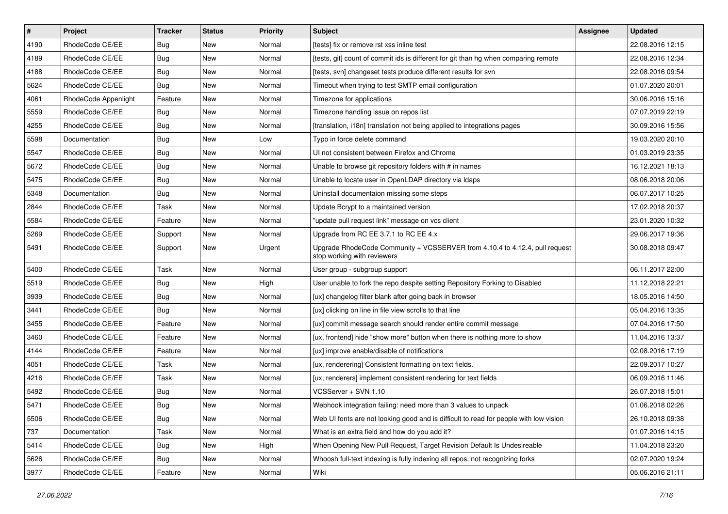| # | Project | Tracker | Status | Priority | Subject | Assignee | Updated |
|---|---|---|---|---|---|---|---|
| 4190 | RhodeCode CE/EE | Bug | New | Normal | [tests] fix or remove rst xss inline test | | 22.08.2016 12:15 |
| 4189 | RhodeCode CE/EE | Bug | New | Normal | [tests, git] count of commit ids is different for git than hg when comparing remote | | 22.08.2016 12:34 |
| 4188 | RhodeCode CE/EE | Bug | New | Normal | [tests, svn] changeset tests produce different results for svn | | 22.08.2016 09:54 |
| 5624 | RhodeCode CE/EE | Bug | New | Normal | Timeout when trying to test SMTP email configuration | | 01.07.2020 20:01 |
| 4061 | RhodeCode Appenlight | Feature | New | Normal | Timezone for applications | | 30.06.2016 15:16 |
| 5559 | RhodeCode CE/EE | Bug | New | Normal | Timezone handling issue on repos list | | 07.07.2019 22:19 |
| 4255 | RhodeCode CE/EE | Bug | New | Normal | [translation, i18n] translation not being applied to integrations pages | | 30.09.2016 15:56 |
| 5598 | Documentation | Bug | New | Low | Typo in force delete command | | 19.03.2020 20:10 |
| 5547 | RhodeCode CE/EE | Bug | New | Normal | UI not consistent between Firefox and Chrome | | 01.03.2019 23:35 |
| 5672 | RhodeCode CE/EE | Bug | New | Normal | Unable to browse git repository folders with # in names | | 16.12.2021 18:13 |
| 5475 | RhodeCode CE/EE | Bug | New | Normal | Unable to locate user in OpenLDAP directory via ldaps | | 08.06.2018 20:06 |
| 5348 | Documentation | Bug | New | Normal | Uninstall documentaion missing some steps | | 06.07.2017 10:25 |
| 2844 | RhodeCode CE/EE | Task | New | Normal | Update Bcrypt to a maintained version | | 17.02.2018 20:37 |
| 5584 | RhodeCode CE/EE | Feature | New | Normal | "update pull request link" message on vcs client | | 23.01.2020 10:32 |
| 5269 | RhodeCode CE/EE | Support | New | Normal | Upgrade from RC EE 3.7.1 to RC EE 4.x | | 29.06.2017 19:36 |
| 5491 | RhodeCode CE/EE | Support | New | Urgent | Upgrade RhodeCode Community + VCSSERVER from 4.10.4 to 4.12.4, pull request stop working with reviewers | | 30.08.2018 09:47 |
| 5400 | RhodeCode CE/EE | Task | New | Normal | User group - subgroup support | | 06.11.2017 22:00 |
| 5519 | RhodeCode CE/EE | Bug | New | High | User unable to fork the repo despite setting Repository Forking to Disabled | | 11.12.2018 22:21 |
| 3939 | RhodeCode CE/EE | Bug | New | Normal | [ux] changelog filter blank after going back in browser | | 18.05.2016 14:50 |
| 3441 | RhodeCode CE/EE | Bug | New | Normal | [ux] clicking on line in file view scrolls to that line | | 05.04.2016 13:35 |
| 3455 | RhodeCode CE/EE | Feature | New | Normal | [ux] commit message search should render entire commit message | | 07.04.2016 17:50 |
| 3460 | RhodeCode CE/EE | Feature | New | Normal | [ux, frontend] hide "show more" button when there is nothing more to show | | 11.04.2016 13:37 |
| 4144 | RhodeCode CE/EE | Feature | New | Normal | [ux] improve enable/disable of notifications | | 02.08.2016 17:19 |
| 4051 | RhodeCode CE/EE | Task | New | Normal | [ux, renderering] Consistent formatting on text fields. | | 22.09.2017 10:27 |
| 4216 | RhodeCode CE/EE | Task | New | Normal | [ux, renderers] implement consistent rendering for text fields | | 06.09.2016 11:46 |
| 5492 | RhodeCode CE/EE | Bug | New | Normal | VCSServer + SVN 1.10 | | 26.07.2018 15:01 |
| 5471 | RhodeCode CE/EE | Bug | New | Normal | Webhook integration failing: need more than 3 values to unpack | | 01.06.2018 02:26 |
| 5506 | RhodeCode CE/EE | Bug | New | Normal | Web UI fonts are not looking good and is difficult to read for people with low vision | | 26.10.2018 09:38 |
| 737 | Documentation | Task | New | Normal | What is an extra field and how do you add it? | | 01.07.2016 14:15 |
| 5414 | RhodeCode CE/EE | Bug | New | High | When Opening New Pull Request, Target Revision Default Is Undesireable | | 11.04.2018 23:20 |
| 5626 | RhodeCode CE/EE | Bug | New | Normal | Whoosh full-text indexing is fully indexing all repos, not recognizing forks | | 02.07.2020 19:24 |
| 3977 | RhodeCode CE/EE | Feature | New | Normal | Wiki | | 05.06.2016 21:11 |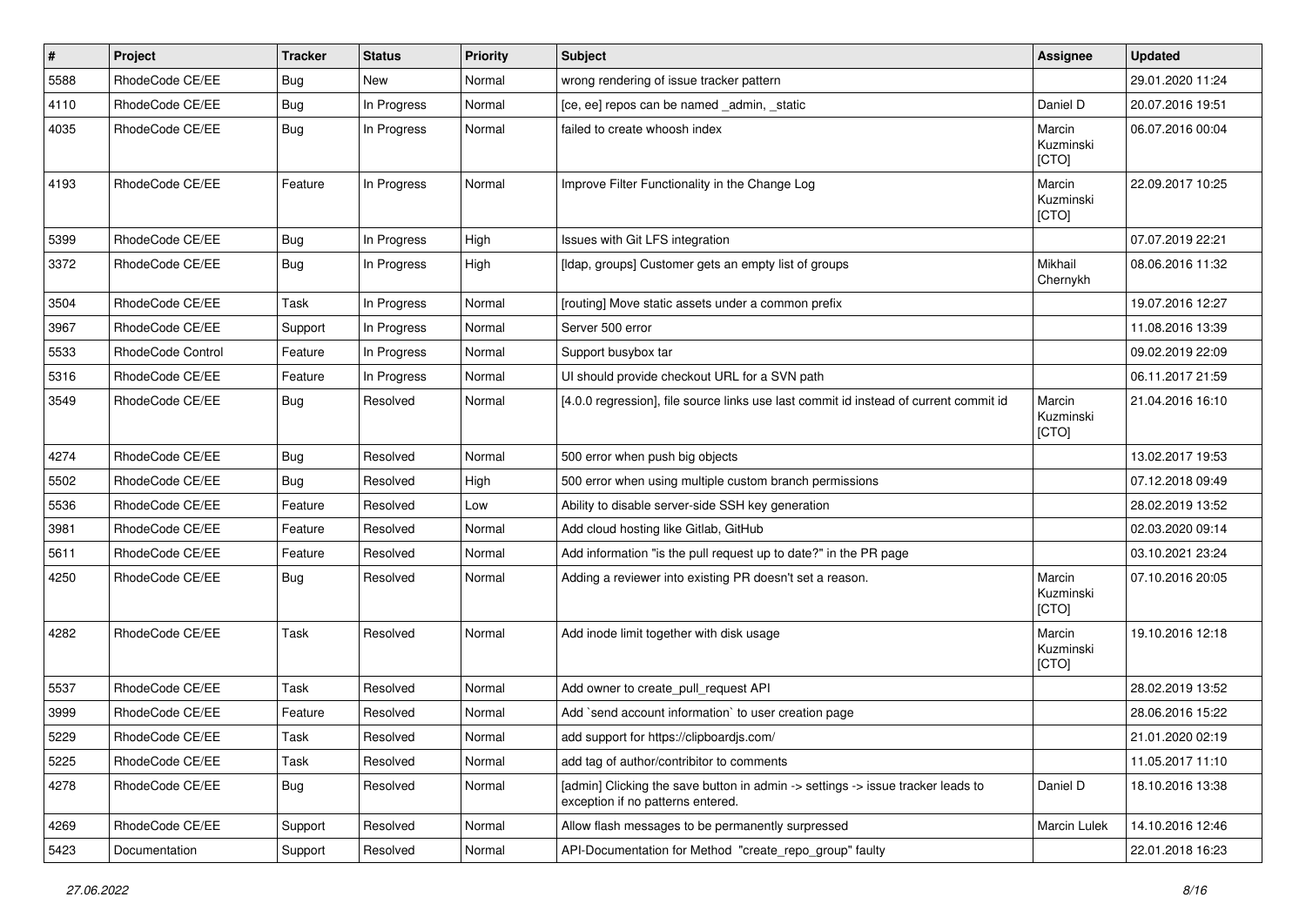| # | Project | Tracker | Status | Priority | Subject | Assignee | Updated |
|---|---|---|---|---|---|---|---|
| 5588 | RhodeCode CE/EE | Bug | New | Normal | wrong rendering of issue tracker pattern | | 29.01.2020 11:24 |
| 4110 | RhodeCode CE/EE | Bug | In Progress | Normal | [ce, ee] repos can be named _admin, _static | Daniel D | 20.07.2016 19:51 |
| 4035 | RhodeCode CE/EE | Bug | In Progress | Normal | failed to create whoosh index | Marcin Kuzminski [CTO] | 06.07.2016 00:04 |
| 4193 | RhodeCode CE/EE | Feature | In Progress | Normal | Improve Filter Functionality in the Change Log | Marcin Kuzminski [CTO] | 22.09.2017 10:25 |
| 5399 | RhodeCode CE/EE | Bug | In Progress | High | Issues with Git LFS integration | | 07.07.2019 22:21 |
| 3372 | RhodeCode CE/EE | Bug | In Progress | High | [ldap, groups] Customer gets an empty list of groups | Mikhail Chernykh | 08.06.2016 11:32 |
| 3504 | RhodeCode CE/EE | Task | In Progress | Normal | [routing] Move static assets under a common prefix | | 19.07.2016 12:27 |
| 3967 | RhodeCode CE/EE | Support | In Progress | Normal | Server 500 error | | 11.08.2016 13:39 |
| 5533 | RhodeCode Control | Feature | In Progress | Normal | Support busybox tar | | 09.02.2019 22:09 |
| 5316 | RhodeCode CE/EE | Feature | In Progress | Normal | UI should provide checkout URL for a SVN path | | 06.11.2017 21:59 |
| 3549 | RhodeCode CE/EE | Bug | Resolved | Normal | [4.0.0 regression], file source links use last commit id instead of current commit id | Marcin Kuzminski [CTO] | 21.04.2016 16:10 |
| 4274 | RhodeCode CE/EE | Bug | Resolved | Normal | 500 error when push big objects | | 13.02.2017 19:53 |
| 5502 | RhodeCode CE/EE | Bug | Resolved | High | 500 error when using multiple custom branch permissions | | 07.12.2018 09:49 |
| 5536 | RhodeCode CE/EE | Feature | Resolved | Low | Ability to disable server-side SSH key generation | | 28.02.2019 13:52 |
| 3981 | RhodeCode CE/EE | Feature | Resolved | Normal | Add cloud hosting like Gitlab, GitHub | | 02.03.2020 09:14 |
| 5611 | RhodeCode CE/EE | Feature | Resolved | Normal | Add information "is the pull request up to date?" in the PR page | | 03.10.2021 23:24 |
| 4250 | RhodeCode CE/EE | Bug | Resolved | Normal | Adding a reviewer into existing PR doesn't set a reason. | Marcin Kuzminski [CTO] | 07.10.2016 20:05 |
| 4282 | RhodeCode CE/EE | Task | Resolved | Normal | Add inode limit together with disk usage | Marcin Kuzminski [CTO] | 19.10.2016 12:18 |
| 5537 | RhodeCode CE/EE | Task | Resolved | Normal | Add owner to create_pull_request API | | 28.02.2019 13:52 |
| 3999 | RhodeCode CE/EE | Feature | Resolved | Normal | Add `send account information` to user creation page | | 28.06.2016 15:22 |
| 5229 | RhodeCode CE/EE | Task | Resolved | Normal | add support for https://clipboardjs.com/ | | 21.01.2020 02:19 |
| 5225 | RhodeCode CE/EE | Task | Resolved | Normal | add tag of author/contribitor to comments | | 11.05.2017 11:10 |
| 4278 | RhodeCode CE/EE | Bug | Resolved | Normal | [admin] Clicking the save button in admin -> settings -> issue tracker leads to exception if no patterns entered. | Daniel D | 18.10.2016 13:38 |
| 4269 | RhodeCode CE/EE | Support | Resolved | Normal | Allow flash messages to be permanently surpressed | Marcin Lulek | 14.10.2016 12:46 |
| 5423 | Documentation | Support | Resolved | Normal | API-Documentation for Method "create_repo_group" faulty | | 22.01.2018 16:23 |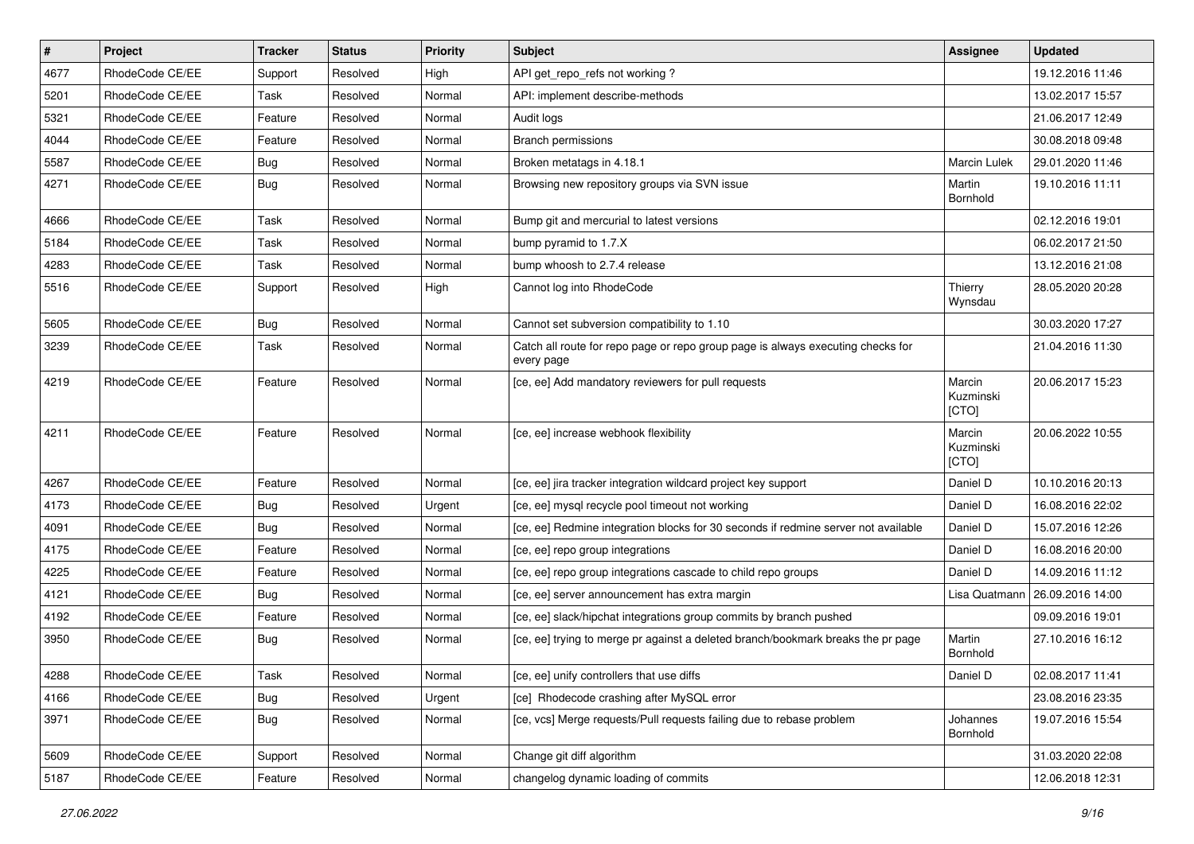| # | Project | Tracker | Status | Priority | Subject | Assignee | Updated |
|---|---|---|---|---|---|---|---|
| 4677 | RhodeCode CE/EE | Support | Resolved | High | API get_repo_refs not working ? | | 19.12.2016 11:46 |
| 5201 | RhodeCode CE/EE | Task | Resolved | Normal | API: implement describe-methods | | 13.02.2017 15:57 |
| 5321 | RhodeCode CE/EE | Feature | Resolved | Normal | Audit logs | | 21.06.2017 12:49 |
| 4044 | RhodeCode CE/EE | Feature | Resolved | Normal | Branch permissions | | 30.08.2018 09:48 |
| 5587 | RhodeCode CE/EE | Bug | Resolved | Normal | Broken metatags in 4.18.1 | Marcin Lulek | 29.01.2020 11:46 |
| 4271 | RhodeCode CE/EE | Bug | Resolved | Normal | Browsing new repository groups via SVN issue | Martin Bornhold | 19.10.2016 11:11 |
| 4666 | RhodeCode CE/EE | Task | Resolved | Normal | Bump git and mercurial to latest versions | | 02.12.2016 19:01 |
| 5184 | RhodeCode CE/EE | Task | Resolved | Normal | bump pyramid to 1.7.X | | 06.02.2017 21:50 |
| 4283 | RhodeCode CE/EE | Task | Resolved | Normal | bump whoosh to 2.7.4 release | | 13.12.2016 21:08 |
| 5516 | RhodeCode CE/EE | Support | Resolved | High | Cannot log into RhodeCode | Thierry Wynsdau | 28.05.2020 20:28 |
| 5605 | RhodeCode CE/EE | Bug | Resolved | Normal | Cannot set subversion compatibility to 1.10 | | 30.03.2020 17:27 |
| 3239 | RhodeCode CE/EE | Task | Resolved | Normal | Catch all route for repo page or repo group page is always executing checks for every page | | 21.04.2016 11:30 |
| 4219 | RhodeCode CE/EE | Feature | Resolved | Normal | [ce, ee] Add mandatory reviewers for pull requests | Marcin Kuzminski [CTO] | 20.06.2017 15:23 |
| 4211 | RhodeCode CE/EE | Feature | Resolved | Normal | [ce, ee] increase webhook flexibility | Marcin Kuzminski [CTO] | 20.06.2022 10:55 |
| 4267 | RhodeCode CE/EE | Feature | Resolved | Normal | [ce, ee] jira tracker integration wildcard project key support | Daniel D | 10.10.2016 20:13 |
| 4173 | RhodeCode CE/EE | Bug | Resolved | Urgent | [ce, ee] mysql recycle pool timeout not working | Daniel D | 16.08.2016 22:02 |
| 4091 | RhodeCode CE/EE | Bug | Resolved | Normal | [ce, ee] Redmine integration blocks for 30 seconds if redmine server not available | Daniel D | 15.07.2016 12:26 |
| 4175 | RhodeCode CE/EE | Feature | Resolved | Normal | [ce, ee] repo group integrations | Daniel D | 16.08.2016 20:00 |
| 4225 | RhodeCode CE/EE | Feature | Resolved | Normal | [ce, ee] repo group integrations cascade to child repo groups | Daniel D | 14.09.2016 11:12 |
| 4121 | RhodeCode CE/EE | Bug | Resolved | Normal | [ce, ee] server announcement has extra margin | Lisa Quatmann | 26.09.2016 14:00 |
| 4192 | RhodeCode CE/EE | Feature | Resolved | Normal | [ce, ee] slack/hipchat integrations group commits by branch pushed | | 09.09.2016 19:01 |
| 3950 | RhodeCode CE/EE | Bug | Resolved | Normal | [ce, ee] trying to merge pr against a deleted branch/bookmark breaks the pr page | Martin Bornhold | 27.10.2016 16:12 |
| 4288 | RhodeCode CE/EE | Task | Resolved | Normal | [ce, ee] unify controllers that use diffs | Daniel D | 02.08.2017 11:41 |
| 4166 | RhodeCode CE/EE | Bug | Resolved | Urgent | [ce] Rhodecode crashing after MySQL error | | 23.08.2016 23:35 |
| 3971 | RhodeCode CE/EE | Bug | Resolved | Normal | [ce, vcs] Merge requests/Pull requests failing due to rebase problem | Johannes Bornhold | 19.07.2016 15:54 |
| 5609 | RhodeCode CE/EE | Support | Resolved | Normal | Change git diff algorithm | | 31.03.2020 22:08 |
| 5187 | RhodeCode CE/EE | Feature | Resolved | Normal | changelog dynamic loading of commits | | 12.06.2018 12:31 |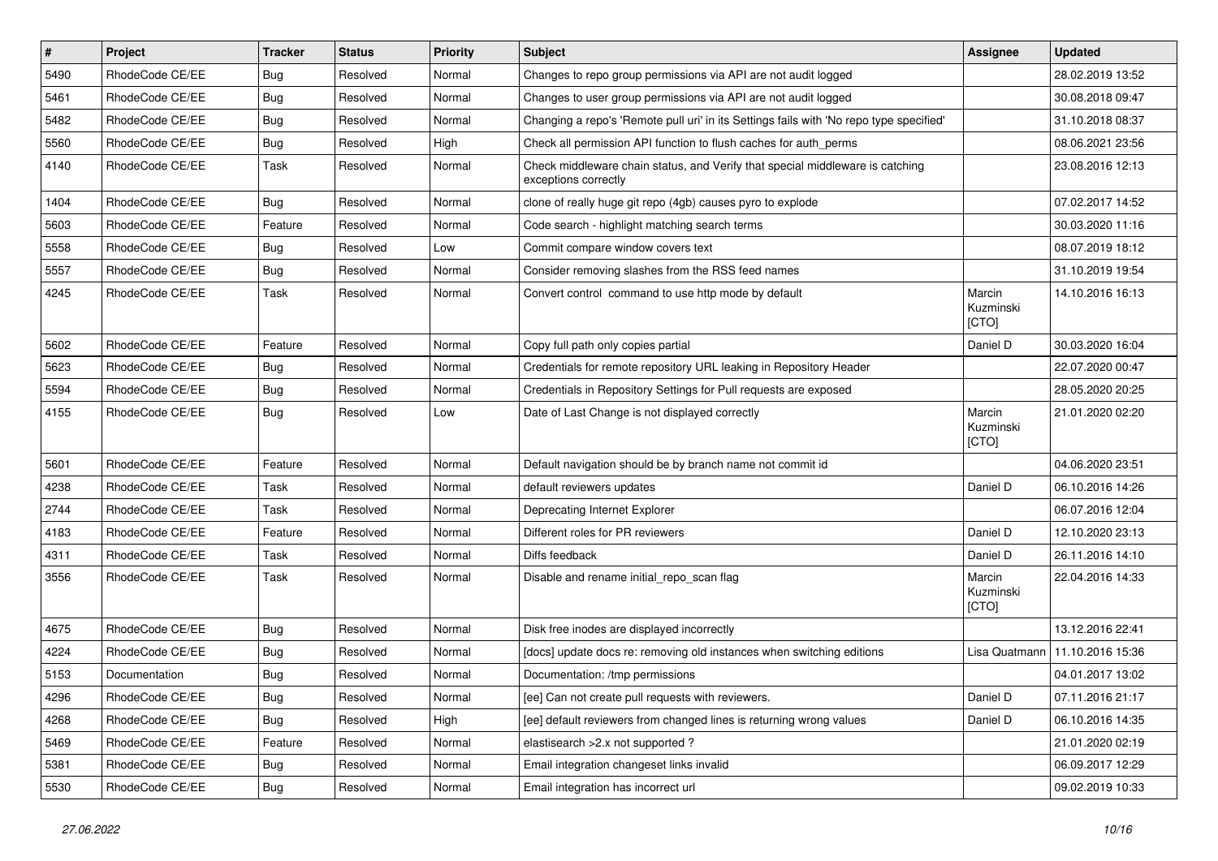| # | Project | Tracker | Status | Priority | Subject | Assignee | Updated |
|---|---|---|---|---|---|---|---|
| 5490 | RhodeCode CE/EE | Bug | Resolved | Normal | Changes to repo group permissions via API are not audit logged | | 28.02.2019 13:52 |
| 5461 | RhodeCode CE/EE | Bug | Resolved | Normal | Changes to user group permissions via API are not audit logged | | 30.08.2018 09:47 |
| 5482 | RhodeCode CE/EE | Bug | Resolved | Normal | Changing a repo's 'Remote pull uri' in its Settings fails with 'No repo type specified' | | 31.10.2018 08:37 |
| 5560 | RhodeCode CE/EE | Bug | Resolved | High | Check all permission API function to flush caches for auth_perms | | 08.06.2021 23:56 |
| 4140 | RhodeCode CE/EE | Task | Resolved | Normal | Check middleware chain status, and Verify that special middleware is catching exceptions correctly | | 23.08.2016 12:13 |
| 1404 | RhodeCode CE/EE | Bug | Resolved | Normal | clone of really huge git repo (4gb) causes pyro to explode | | 07.02.2017 14:52 |
| 5603 | RhodeCode CE/EE | Feature | Resolved | Normal | Code search - highlight matching search terms | | 30.03.2020 11:16 |
| 5558 | RhodeCode CE/EE | Bug | Resolved | Low | Commit compare window covers text | | 08.07.2019 18:12 |
| 5557 | RhodeCode CE/EE | Bug | Resolved | Normal | Consider removing slashes from the RSS feed names | | 31.10.2019 19:54 |
| 4245 | RhodeCode CE/EE | Task | Resolved | Normal | Convert control command to use http mode by default | Marcin Kuzminski [CTO] | 14.10.2016 16:13 |
| 5602 | RhodeCode CE/EE | Feature | Resolved | Normal | Copy full path only copies partial | Daniel D | 30.03.2020 16:04 |
| 5623 | RhodeCode CE/EE | Bug | Resolved | Normal | Credentials for remote repository URL leaking in Repository Header | | 22.07.2020 00:47 |
| 5594 | RhodeCode CE/EE | Bug | Resolved | Normal | Credentials in Repository Settings for Pull requests are exposed | | 28.05.2020 20:25 |
| 4155 | RhodeCode CE/EE | Bug | Resolved | Low | Date of Last Change is not displayed correctly | Marcin Kuzminski [CTO] | 21.01.2020 02:20 |
| 5601 | RhodeCode CE/EE | Feature | Resolved | Normal | Default navigation should be by branch name not commit id | | 04.06.2020 23:51 |
| 4238 | RhodeCode CE/EE | Task | Resolved | Normal | default reviewers updates | Daniel D | 06.10.2016 14:26 |
| 2744 | RhodeCode CE/EE | Task | Resolved | Normal | Deprecating Internet Explorer | | 06.07.2016 12:04 |
| 4183 | RhodeCode CE/EE | Feature | Resolved | Normal | Different roles for PR reviewers | Daniel D | 12.10.2020 23:13 |
| 4311 | RhodeCode CE/EE | Task | Resolved | Normal | Diffs feedback | Daniel D | 26.11.2016 14:10 |
| 3556 | RhodeCode CE/EE | Task | Resolved | Normal | Disable and rename initial_repo_scan flag | Marcin Kuzminski [CTO] | 22.04.2016 14:33 |
| 4675 | RhodeCode CE/EE | Bug | Resolved | Normal | Disk free inodes are displayed incorrectly | | 13.12.2016 22:41 |
| 4224 | RhodeCode CE/EE | Bug | Resolved | Normal | [docs] update docs re: removing old instances when switching editions | Lisa Quatmann | 11.10.2016 15:36 |
| 5153 | Documentation | Bug | Resolved | Normal | Documentation: /tmp permissions | | 04.01.2017 13:02 |
| 4296 | RhodeCode CE/EE | Bug | Resolved | Normal | [ee] Can not create pull requests with reviewers. | Daniel D | 07.11.2016 21:17 |
| 4268 | RhodeCode CE/EE | Bug | Resolved | High | [ee] default reviewers from changed lines is returning wrong values | Daniel D | 06.10.2016 14:35 |
| 5469 | RhodeCode CE/EE | Feature | Resolved | Normal | elastisearch >2.x not supported ? | | 21.01.2020 02:19 |
| 5381 | RhodeCode CE/EE | Bug | Resolved | Normal | Email integration changeset links invalid | | 06.09.2017 12:29 |
| 5530 | RhodeCode CE/EE | Bug | Resolved | Normal | Email integration has incorrect url | | 09.02.2019 10:33 |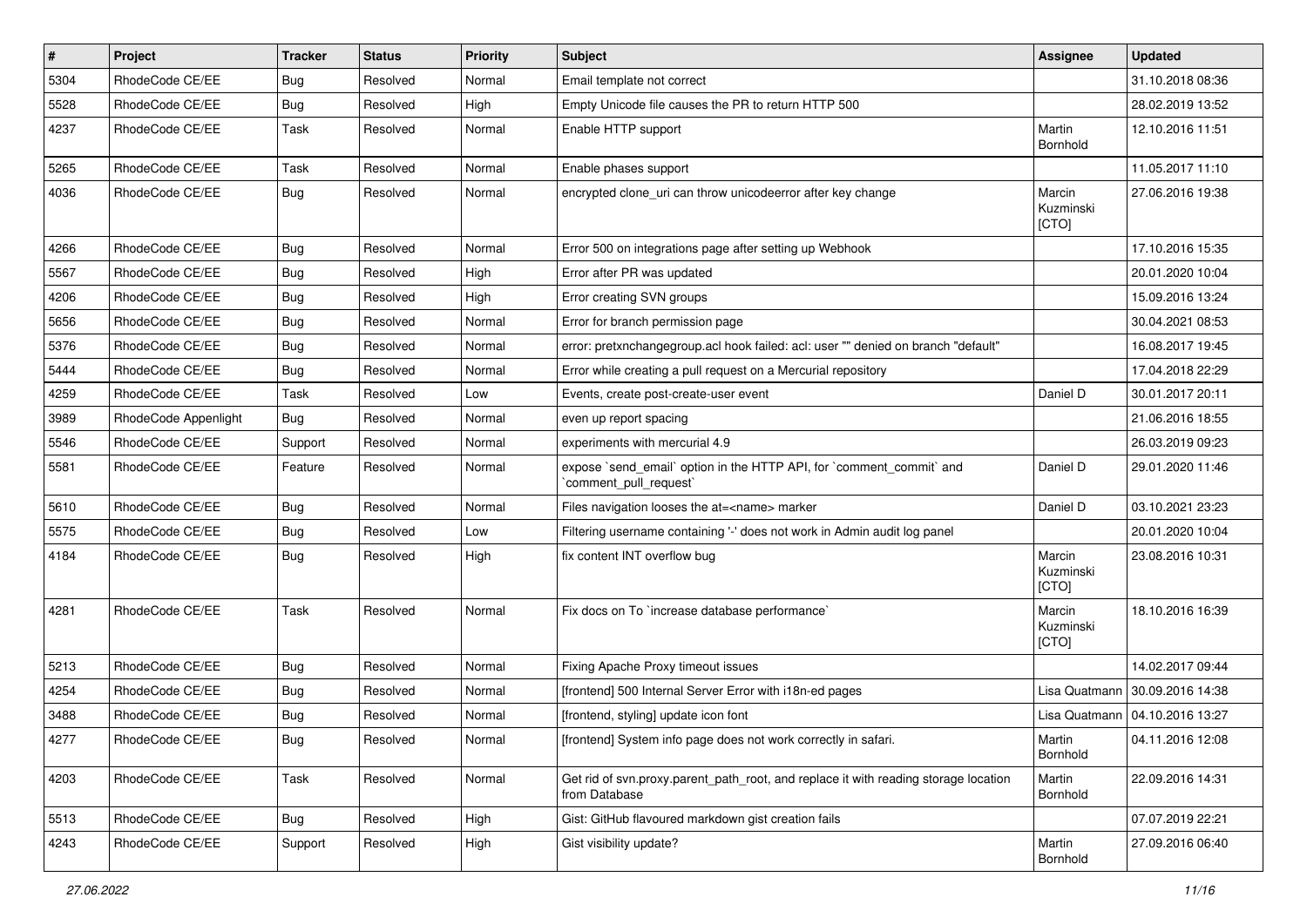| # | Project | Tracker | Status | Priority | Subject | Assignee | Updated |
|---|---|---|---|---|---|---|---|
| 5304 | RhodeCode CE/EE | Bug | Resolved | Normal | Email template not correct | | 31.10.2018 08:36 |
| 5528 | RhodeCode CE/EE | Bug | Resolved | High | Empty Unicode file causes the PR to return HTTP 500 | | 28.02.2019 13:52 |
| 4237 | RhodeCode CE/EE | Task | Resolved | Normal | Enable HTTP support | Martin Bornhold | 12.10.2016 11:51 |
| 5265 | RhodeCode CE/EE | Task | Resolved | Normal | Enable phases support | | 11.05.2017 11:10 |
| 4036 | RhodeCode CE/EE | Bug | Resolved | Normal | encrypted clone_uri can throw unicodeerror after key change | Marcin Kuzminski [CTO] | 27.06.2016 19:38 |
| 4266 | RhodeCode CE/EE | Bug | Resolved | Normal | Error 500 on integrations page after setting up Webhook | | 17.10.2016 15:35 |
| 5567 | RhodeCode CE/EE | Bug | Resolved | High | Error after PR was updated | | 20.01.2020 10:04 |
| 4206 | RhodeCode CE/EE | Bug | Resolved | High | Error creating SVN groups | | 15.09.2016 13:24 |
| 5656 | RhodeCode CE/EE | Bug | Resolved | Normal | Error for branch permission page | | 30.04.2021 08:53 |
| 5376 | RhodeCode CE/EE | Bug | Resolved | Normal | error: pretxnchangegroup.acl hook failed: acl: user "" denied on branch "default" | | 16.08.2017 19:45 |
| 5444 | RhodeCode CE/EE | Bug | Resolved | Normal | Error while creating a pull request on a Mercurial repository | | 17.04.2018 22:29 |
| 4259 | RhodeCode CE/EE | Task | Resolved | Low | Events, create post-create-user event | Daniel D | 30.01.2017 20:11 |
| 3989 | RhodeCode Appenlight | Bug | Resolved | Normal | even up report spacing | | 21.06.2016 18:55 |
| 5546 | RhodeCode CE/EE | Support | Resolved | Normal | experiments with mercurial 4.9 | | 26.03.2019 09:23 |
| 5581 | RhodeCode CE/EE | Feature | Resolved | Normal | expose `send_email` option in the HTTP API, for `comment_commit` and `comment_pull_request` | Daniel D | 29.01.2020 11:46 |
| 5610 | RhodeCode CE/EE | Bug | Resolved | Normal | Files navigation looses the at=<name> marker | Daniel D | 03.10.2021 23:23 |
| 5575 | RhodeCode CE/EE | Bug | Resolved | Low | Filtering username containing '-' does not work in Admin audit log panel | | 20.01.2020 10:04 |
| 4184 | RhodeCode CE/EE | Bug | Resolved | High | fix content INT overflow bug | Marcin Kuzminski [CTO] | 23.08.2016 10:31 |
| 4281 | RhodeCode CE/EE | Task | Resolved | Normal | Fix docs on To `increase database performance` | Marcin Kuzminski [CTO] | 18.10.2016 16:39 |
| 5213 | RhodeCode CE/EE | Bug | Resolved | Normal | Fixing Apache Proxy timeout issues | | 14.02.2017 09:44 |
| 4254 | RhodeCode CE/EE | Bug | Resolved | Normal | [frontend] 500 Internal Server Error with i18n-ed pages | Lisa Quatmann | 30.09.2016 14:38 |
| 3488 | RhodeCode CE/EE | Bug | Resolved | Normal | [frontend, styling] update icon font | Lisa Quatmann | 04.10.2016 13:27 |
| 4277 | RhodeCode CE/EE | Bug | Resolved | Normal | [frontend] System info page does not work correctly in safari. | Martin Bornhold | 04.11.2016 12:08 |
| 4203 | RhodeCode CE/EE | Task | Resolved | Normal | Get rid of svn.proxy.parent_path_root, and replace it with reading storage location from Database | Martin Bornhold | 22.09.2016 14:31 |
| 5513 | RhodeCode CE/EE | Bug | Resolved | High | Gist: GitHub flavoured markdown gist creation fails | | 07.07.2019 22:21 |
| 4243 | RhodeCode CE/EE | Support | Resolved | High | Gist visibility update? | Martin Bornhold | 27.09.2016 06:40 |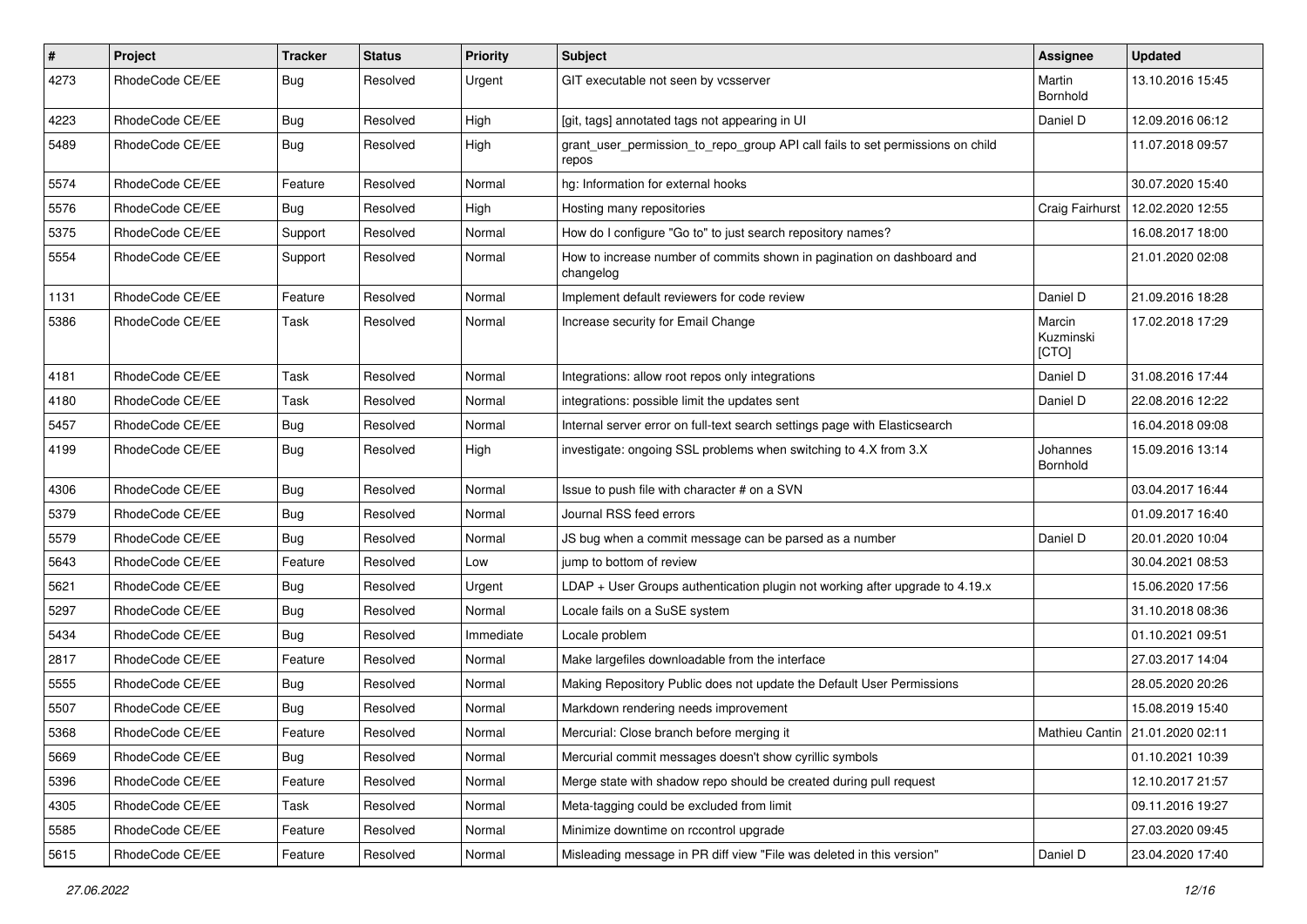| # | Project | Tracker | Status | Priority | Subject | Assignee | Updated |
|---|---|---|---|---|---|---|---|
| 4273 | RhodeCode CE/EE | Bug | Resolved | Urgent | GIT executable not seen by vcsserver | Martin Bornhold | 13.10.2016 15:45 |
| 4223 | RhodeCode CE/EE | Bug | Resolved | High | [git, tags] annotated tags not appearing in UI | Daniel D | 12.09.2016 06:12 |
| 5489 | RhodeCode CE/EE | Bug | Resolved | High | grant_user_permission_to_repo_group API call fails to set permissions on child repos | | 11.07.2018 09:57 |
| 5574 | RhodeCode CE/EE | Feature | Resolved | Normal | hg: Information for external hooks | | 30.07.2020 15:40 |
| 5576 | RhodeCode CE/EE | Bug | Resolved | High | Hosting many repositories | Craig Fairhurst | 12.02.2020 12:55 |
| 5375 | RhodeCode CE/EE | Support | Resolved | Normal | How do I configure "Go to" to just search repository names? | | 16.08.2017 18:00 |
| 5554 | RhodeCode CE/EE | Support | Resolved | Normal | How to increase number of commits shown in pagination on dashboard and changelog | | 21.01.2020 02:08 |
| 1131 | RhodeCode CE/EE | Feature | Resolved | Normal | Implement default reviewers for code review | Daniel D | 21.09.2016 18:28 |
| 5386 | RhodeCode CE/EE | Task | Resolved | Normal | Increase security for Email Change | Marcin Kuzminski [CTO] | 17.02.2018 17:29 |
| 4181 | RhodeCode CE/EE | Task | Resolved | Normal | Integrations: allow root repos only integrations | Daniel D | 31.08.2016 17:44 |
| 4180 | RhodeCode CE/EE | Task | Resolved | Normal | integrations: possible limit the updates sent | Daniel D | 22.08.2016 12:22 |
| 5457 | RhodeCode CE/EE | Bug | Resolved | Normal | Internal server error on full-text search settings page with Elasticsearch | | 16.04.2018 09:08 |
| 4199 | RhodeCode CE/EE | Bug | Resolved | High | investigate: ongoing SSL problems when switching to 4.X from 3.X | Johannes Bornhold | 15.09.2016 13:14 |
| 4306 | RhodeCode CE/EE | Bug | Resolved | Normal | Issue to push file with character # on a SVN | | 03.04.2017 16:44 |
| 5379 | RhodeCode CE/EE | Bug | Resolved | Normal | Journal RSS feed errors | | 01.09.2017 16:40 |
| 5579 | RhodeCode CE/EE | Bug | Resolved | Normal | JS bug when a commit message can be parsed as a number | Daniel D | 20.01.2020 10:04 |
| 5643 | RhodeCode CE/EE | Feature | Resolved | Low | jump to bottom of review | | 30.04.2021 08:53 |
| 5621 | RhodeCode CE/EE | Bug | Resolved | Urgent | LDAP + User Groups authentication plugin not working after upgrade to 4.19.x | | 15.06.2020 17:56 |
| 5297 | RhodeCode CE/EE | Bug | Resolved | Normal | Locale fails on a SuSE system | | 31.10.2018 08:36 |
| 5434 | RhodeCode CE/EE | Bug | Resolved | Immediate | Locale problem | | 01.10.2021 09:51 |
| 2817 | RhodeCode CE/EE | Feature | Resolved | Normal | Make largefiles downloadable from the interface | | 27.03.2017 14:04 |
| 5555 | RhodeCode CE/EE | Bug | Resolved | Normal | Making Repository Public does not update the Default User Permissions | | 28.05.2020 20:26 |
| 5507 | RhodeCode CE/EE | Bug | Resolved | Normal | Markdown rendering needs improvement | | 15.08.2019 15:40 |
| 5368 | RhodeCode CE/EE | Feature | Resolved | Normal | Mercurial: Close branch before merging it | Mathieu Cantin | 21.01.2020 02:11 |
| 5669 | RhodeCode CE/EE | Bug | Resolved | Normal | Mercurial commit messages doesn't show cyrillic symbols | | 01.10.2021 10:39 |
| 5396 | RhodeCode CE/EE | Feature | Resolved | Normal | Merge state with shadow repo should be created during pull request | | 12.10.2017 21:57 |
| 4305 | RhodeCode CE/EE | Task | Resolved | Normal | Meta-tagging could be excluded from limit | | 09.11.2016 19:27 |
| 5585 | RhodeCode CE/EE | Feature | Resolved | Normal | Minimize downtime on rccontrol upgrade | | 27.03.2020 09:45 |
| 5615 | RhodeCode CE/EE | Feature | Resolved | Normal | Misleading message in PR diff view "File was deleted in this version" | Daniel D | 23.04.2020 17:40 |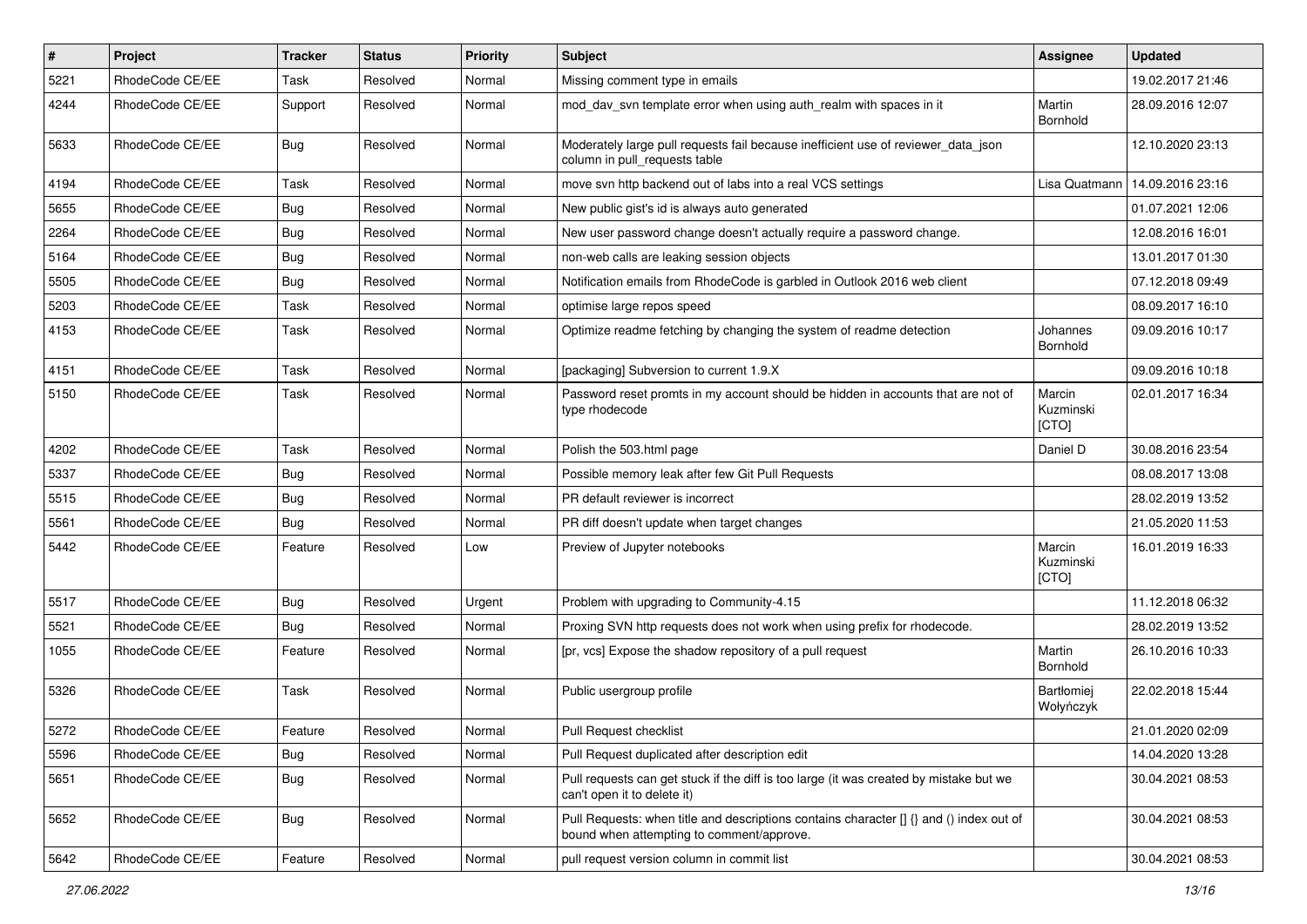| # | Project | Tracker | Status | Priority | Subject | Assignee | Updated |
|---|---|---|---|---|---|---|---|
| 5221 | RhodeCode CE/EE | Task | Resolved | Normal | Missing comment type in emails | | 19.02.2017 21:46 |
| 4244 | RhodeCode CE/EE | Support | Resolved | Normal | mod_dav_svn template error when using auth_realm with spaces in it | Martin Bornhold | 28.09.2016 12:07 |
| 5633 | RhodeCode CE/EE | Bug | Resolved | Normal | Moderately large pull requests fail because inefficient use of reviewer_data_json column in pull_requests table | | 12.10.2020 23:13 |
| 4194 | RhodeCode CE/EE | Task | Resolved | Normal | move svn http backend out of labs into a real VCS settings | Lisa Quatmann | 14.09.2016 23:16 |
| 5655 | RhodeCode CE/EE | Bug | Resolved | Normal | New public gist's id is always auto generated | | 01.07.2021 12:06 |
| 2264 | RhodeCode CE/EE | Bug | Resolved | Normal | New user password change doesn't actually require a password change. | | 12.08.2016 16:01 |
| 5164 | RhodeCode CE/EE | Bug | Resolved | Normal | non-web calls are leaking session objects | | 13.01.2017 01:30 |
| 5505 | RhodeCode CE/EE | Bug | Resolved | Normal | Notification emails from RhodeCode is garbled in Outlook 2016 web client | | 07.12.2018 09:49 |
| 5203 | RhodeCode CE/EE | Task | Resolved | Normal | optimise large repos speed | | 08.09.2017 16:10 |
| 4153 | RhodeCode CE/EE | Task | Resolved | Normal | Optimize readme fetching by changing the system of readme detection | Johannes Bornhold | 09.09.2016 10:17 |
| 4151 | RhodeCode CE/EE | Task | Resolved | Normal | [packaging] Subversion to current 1.9.X | | 09.09.2016 10:18 |
| 5150 | RhodeCode CE/EE | Task | Resolved | Normal | Password reset promts in my account should be hidden in accounts that are not of type rhodecode | Marcin Kuzminski [CTO] | 02.01.2017 16:34 |
| 4202 | RhodeCode CE/EE | Task | Resolved | Normal | Polish the 503.html page | Daniel D | 30.08.2016 23:54 |
| 5337 | RhodeCode CE/EE | Bug | Resolved | Normal | Possible memory leak after few Git Pull Requests | | 08.08.2017 13:08 |
| 5515 | RhodeCode CE/EE | Bug | Resolved | Normal | PR default reviewer is incorrect | | 28.02.2019 13:52 |
| 5561 | RhodeCode CE/EE | Bug | Resolved | Normal | PR diff doesn't update when target changes | | 21.05.2020 11:53 |
| 5442 | RhodeCode CE/EE | Feature | Resolved | Low | Preview of Jupyter notebooks | Marcin Kuzminski [CTO] | 16.01.2019 16:33 |
| 5517 | RhodeCode CE/EE | Bug | Resolved | Urgent | Problem with upgrading to Community-4.15 | | 11.12.2018 06:32 |
| 5521 | RhodeCode CE/EE | Bug | Resolved | Normal | Proxing SVN http requests does not work when using prefix for rhodecode. | | 28.02.2019 13:52 |
| 1055 | RhodeCode CE/EE | Feature | Resolved | Normal | [pr, vcs] Expose the shadow repository of a pull request | Martin Bornhold | 26.10.2016 10:33 |
| 5326 | RhodeCode CE/EE | Task | Resolved | Normal | Public usergroup profile | Bartłomiej Wołyńczyk | 22.02.2018 15:44 |
| 5272 | RhodeCode CE/EE | Feature | Resolved | Normal | Pull Request checklist | | 21.01.2020 02:09 |
| 5596 | RhodeCode CE/EE | Bug | Resolved | Normal | Pull Request duplicated after description edit | | 14.04.2020 13:28 |
| 5651 | RhodeCode CE/EE | Bug | Resolved | Normal | Pull requests can get stuck if the diff is too large (it was created by mistake but we can't open it to delete it) | | 30.04.2021 08:53 |
| 5652 | RhodeCode CE/EE | Bug | Resolved | Normal | Pull Requests: when title and descriptions contains character [] {} and () index out of bound when attempting to comment/approve. | | 30.04.2021 08:53 |
| 5642 | RhodeCode CE/EE | Feature | Resolved | Normal | pull request version column in commit list | | 30.04.2021 08:53 |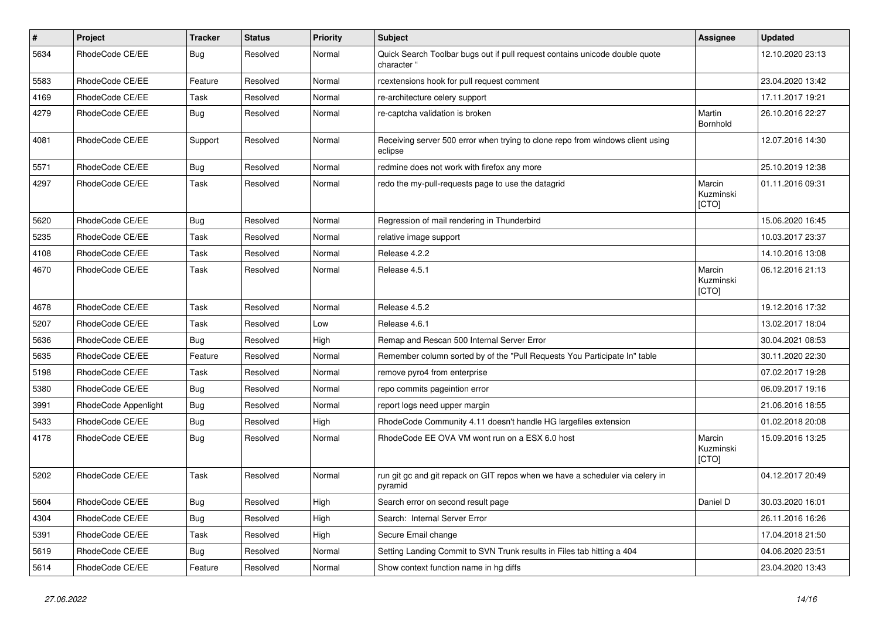| # | Project | Tracker | Status | Priority | Subject | Assignee | Updated |
|---|---|---|---|---|---|---|---|
| 5634 | RhodeCode CE/EE | Bug | Resolved | Normal | Quick Search Toolbar bugs out if pull request contains unicode double quote character " | | 12.10.2020 23:13 |
| 5583 | RhodeCode CE/EE | Feature | Resolved | Normal | rcextensions hook for pull request comment | | 23.04.2020 13:42 |
| 4169 | RhodeCode CE/EE | Task | Resolved | Normal | re-architecture celery support | | 17.11.2017 19:21 |
| 4279 | RhodeCode CE/EE | Bug | Resolved | Normal | re-captcha validation is broken | Martin Bornhold | 26.10.2016 22:27 |
| 4081 | RhodeCode CE/EE | Support | Resolved | Normal | Receiving server 500 error when trying to clone repo from windows client using eclipse | | 12.07.2016 14:30 |
| 5571 | RhodeCode CE/EE | Bug | Resolved | Normal | redmine does not work with firefox any more | | 25.10.2019 12:38 |
| 4297 | RhodeCode CE/EE | Task | Resolved | Normal | redo the my-pull-requests page to use the datagrid | Marcin Kuzminski [CTO] | 01.11.2016 09:31 |
| 5620 | RhodeCode CE/EE | Bug | Resolved | Normal | Regression of mail rendering in Thunderbird | | 15.06.2020 16:45 |
| 5235 | RhodeCode CE/EE | Task | Resolved | Normal | relative image support | | 10.03.2017 23:37 |
| 4108 | RhodeCode CE/EE | Task | Resolved | Normal | Release 4.2.2 | | 14.10.2016 13:08 |
| 4670 | RhodeCode CE/EE | Task | Resolved | Normal | Release 4.5.1 | Marcin Kuzminski [CTO] | 06.12.2016 21:13 |
| 4678 | RhodeCode CE/EE | Task | Resolved | Normal | Release 4.5.2 | | 19.12.2016 17:32 |
| 5207 | RhodeCode CE/EE | Task | Resolved | Low | Release 4.6.1 | | 13.02.2017 18:04 |
| 5636 | RhodeCode CE/EE | Bug | Resolved | High | Remap and Rescan 500 Internal Server Error | | 30.04.2021 08:53 |
| 5635 | RhodeCode CE/EE | Feature | Resolved | Normal | Remember column sorted by of the "Pull Requests You Participate In" table | | 30.11.2020 22:30 |
| 5198 | RhodeCode CE/EE | Task | Resolved | Normal | remove pyro4 from enterprise | | 07.02.2017 19:28 |
| 5380 | RhodeCode CE/EE | Bug | Resolved | Normal | repo commits pageintion error | | 06.09.2017 19:16 |
| 3991 | RhodeCode Appenlight | Bug | Resolved | Normal | report logs need upper margin | | 21.06.2016 18:55 |
| 5433 | RhodeCode CE/EE | Bug | Resolved | High | RhodeCode Community 4.11 doesn't handle HG largefiles extension | | 01.02.2018 20:08 |
| 4178 | RhodeCode CE/EE | Bug | Resolved | Normal | RhodeCode EE OVA VM wont run on a ESX 6.0 host | Marcin Kuzminski [CTO] | 15.09.2016 13:25 |
| 5202 | RhodeCode CE/EE | Task | Resolved | Normal | run git gc and git repack on GIT repos when we have a scheduler via celery in pyramid | | 04.12.2017 20:49 |
| 5604 | RhodeCode CE/EE | Bug | Resolved | High | Search error on second result page | Daniel D | 30.03.2020 16:01 |
| 4304 | RhodeCode CE/EE | Bug | Resolved | High | Search: Internal Server Error | | 26.11.2016 16:26 |
| 5391 | RhodeCode CE/EE | Task | Resolved | High | Secure Email change | | 17.04.2018 21:50 |
| 5619 | RhodeCode CE/EE | Bug | Resolved | Normal | Setting Landing Commit to SVN Trunk results in Files tab hitting a 404 | | 04.06.2020 23:51 |
| 5614 | RhodeCode CE/EE | Feature | Resolved | Normal | Show context function name in hg diffs | | 23.04.2020 13:43 |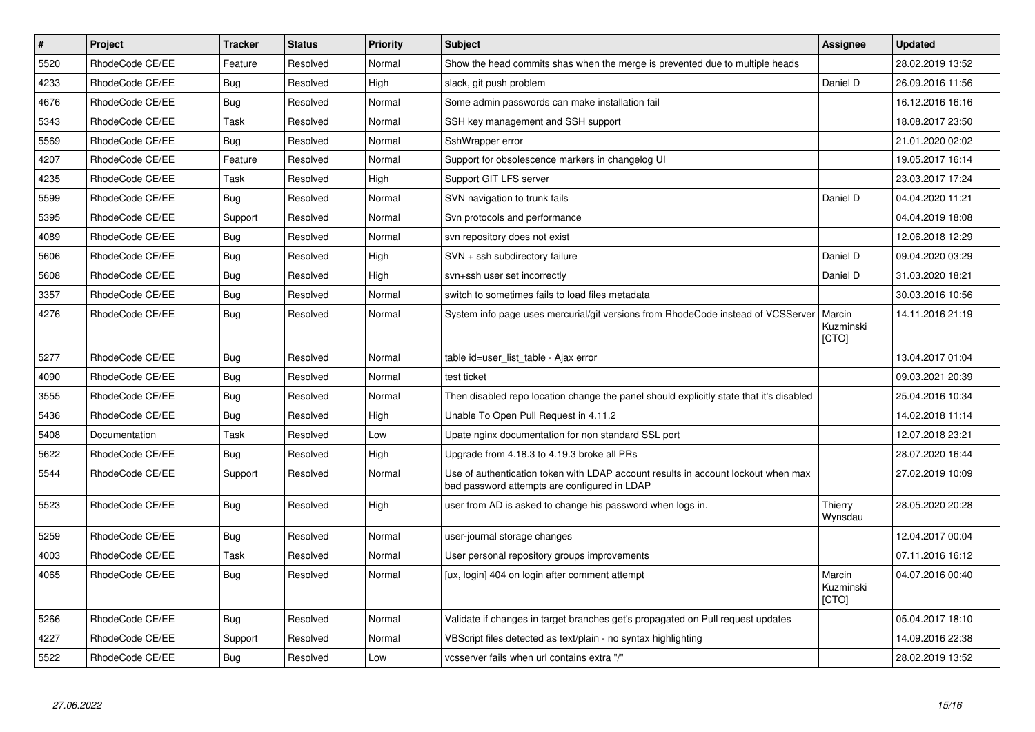| # | Project | Tracker | Status | Priority | Subject | Assignee | Updated |
|---|---|---|---|---|---|---|---|
| 5520 | RhodeCode CE/EE | Feature | Resolved | Normal | Show the head commits shas when the merge is prevented due to multiple heads | | 28.02.2019 13:52 |
| 4233 | RhodeCode CE/EE | Bug | Resolved | High | slack, git push problem | Daniel D | 26.09.2016 11:56 |
| 4676 | RhodeCode CE/EE | Bug | Resolved | Normal | Some admin passwords can make installation fail | | 16.12.2016 16:16 |
| 5343 | RhodeCode CE/EE | Task | Resolved | Normal | SSH key management and SSH support | | 18.08.2017 23:50 |
| 5569 | RhodeCode CE/EE | Bug | Resolved | Normal | SshWrapper error | | 21.01.2020 02:02 |
| 4207 | RhodeCode CE/EE | Feature | Resolved | Normal | Support for obsolescence markers in changelog UI | | 19.05.2017 16:14 |
| 4235 | RhodeCode CE/EE | Task | Resolved | High | Support GIT LFS server | | 23.03.2017 17:24 |
| 5599 | RhodeCode CE/EE | Bug | Resolved | Normal | SVN navigation to trunk fails | Daniel D | 04.04.2020 11:21 |
| 5395 | RhodeCode CE/EE | Support | Resolved | Normal | Svn protocols and performance | | 04.04.2019 18:08 |
| 4089 | RhodeCode CE/EE | Bug | Resolved | Normal | svn repository does not exist | | 12.06.2018 12:29 |
| 5606 | RhodeCode CE/EE | Bug | Resolved | High | SVN + ssh subdirectory failure | Daniel D | 09.04.2020 03:29 |
| 5608 | RhodeCode CE/EE | Bug | Resolved | High | svn+ssh user set incorrectly | Daniel D | 31.03.2020 18:21 |
| 3357 | RhodeCode CE/EE | Bug | Resolved | Normal | switch to sometimes fails to load files metadata | | 30.03.2016 10:56 |
| 4276 | RhodeCode CE/EE | Bug | Resolved | Normal | System info page uses mercurial/git versions from RhodeCode instead of VCSServer | Marcin Kuzminski [CTO] | 14.11.2016 21:19 |
| 5277 | RhodeCode CE/EE | Bug | Resolved | Normal | table id=user_list_table - Ajax error | | 13.04.2017 01:04 |
| 4090 | RhodeCode CE/EE | Bug | Resolved | Normal | test ticket | | 09.03.2021 20:39 |
| 3555 | RhodeCode CE/EE | Bug | Resolved | Normal | Then disabled repo location change the panel should explicitly state that it's disabled | | 25.04.2016 10:34 |
| 5436 | RhodeCode CE/EE | Bug | Resolved | High | Unable To Open Pull Request in 4.11.2 | | 14.02.2018 11:14 |
| 5408 | Documentation | Task | Resolved | Low | Upate nginx documentation for non standard SSL port | | 12.07.2018 23:21 |
| 5622 | RhodeCode CE/EE | Bug | Resolved | High | Upgrade from 4.18.3 to 4.19.3 broke all PRs | | 28.07.2020 16:44 |
| 5544 | RhodeCode CE/EE | Support | Resolved | Normal | Use of authentication token with LDAP account results in account lockout when max bad password attempts are configured in LDAP | | 27.02.2019 10:09 |
| 5523 | RhodeCode CE/EE | Bug | Resolved | High | user from AD is asked to change his password when logs in. | Thierry Wynsdau | 28.05.2020 20:28 |
| 5259 | RhodeCode CE/EE | Bug | Resolved | Normal | user-journal storage changes | | 12.04.2017 00:04 |
| 4003 | RhodeCode CE/EE | Task | Resolved | Normal | User personal repository groups improvements | | 07.11.2016 16:12 |
| 4065 | RhodeCode CE/EE | Bug | Resolved | Normal | [ux, login] 404 on login after comment attempt | Marcin Kuzminski [CTO] | 04.07.2016 00:40 |
| 5266 | RhodeCode CE/EE | Bug | Resolved | Normal | Validate if changes in target branches get's propagated on Pull request updates | | 05.04.2017 18:10 |
| 4227 | RhodeCode CE/EE | Support | Resolved | Normal | VBScript files detected as text/plain - no syntax highlighting | | 14.09.2016 22:38 |
| 5522 | RhodeCode CE/EE | Bug | Resolved | Low | vcsserver fails when url contains extra "/" | | 28.02.2019 13:52 |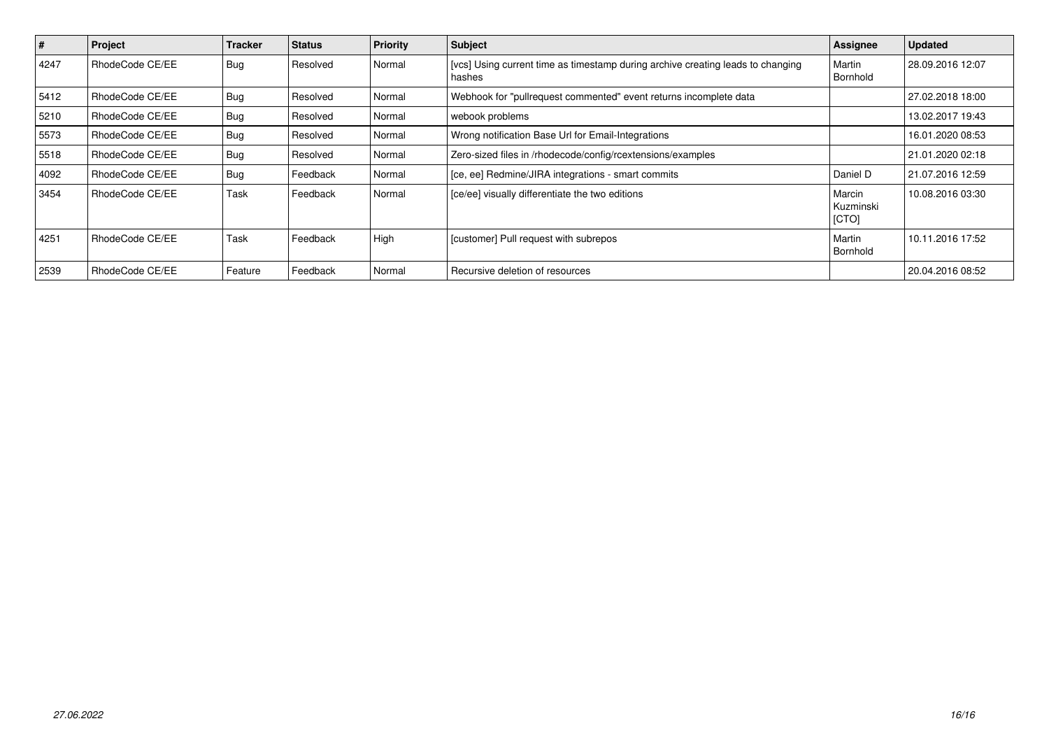| # | Project | Tracker | Status | Priority | Subject | Assignee | Updated |
|---|---|---|---|---|---|---|---|
| 4247 | RhodeCode CE/EE | Bug | Resolved | Normal | [vcs] Using current time as timestamp during archive creating leads to changing hashes | Martin Bornhold | 28.09.2016 12:07 |
| 5412 | RhodeCode CE/EE | Bug | Resolved | Normal | Webhook for "pullrequest commented" event returns incomplete data | | 27.02.2018 18:00 |
| 5210 | RhodeCode CE/EE | Bug | Resolved | Normal | webook problems | | 13.02.2017 19:43 |
| 5573 | RhodeCode CE/EE | Bug | Resolved | Normal | Wrong notification Base Url for Email-Integrations | | 16.01.2020 08:53 |
| 5518 | RhodeCode CE/EE | Bug | Resolved | Normal | Zero-sized files in /rhodecode/config/rcextensions/examples | | 21.01.2020 02:18 |
| 4092 | RhodeCode CE/EE | Bug | Feedback | Normal | [ce, ee] Redmine/JIRA integrations - smart commits | Daniel D | 21.07.2016 12:59 |
| 3454 | RhodeCode CE/EE | Task | Feedback | Normal | [ce/ee] visually differentiate the two editions | Marcin Kuzminski [CTO] | 10.08.2016 03:30 |
| 4251 | RhodeCode CE/EE | Task | Feedback | High | [customer] Pull request with subrepos | Martin Bornhold | 10.11.2016 17:52 |
| 2539 | RhodeCode CE/EE | Feature | Feedback | Normal | Recursive deletion of resources | | 20.04.2016 08:52 |